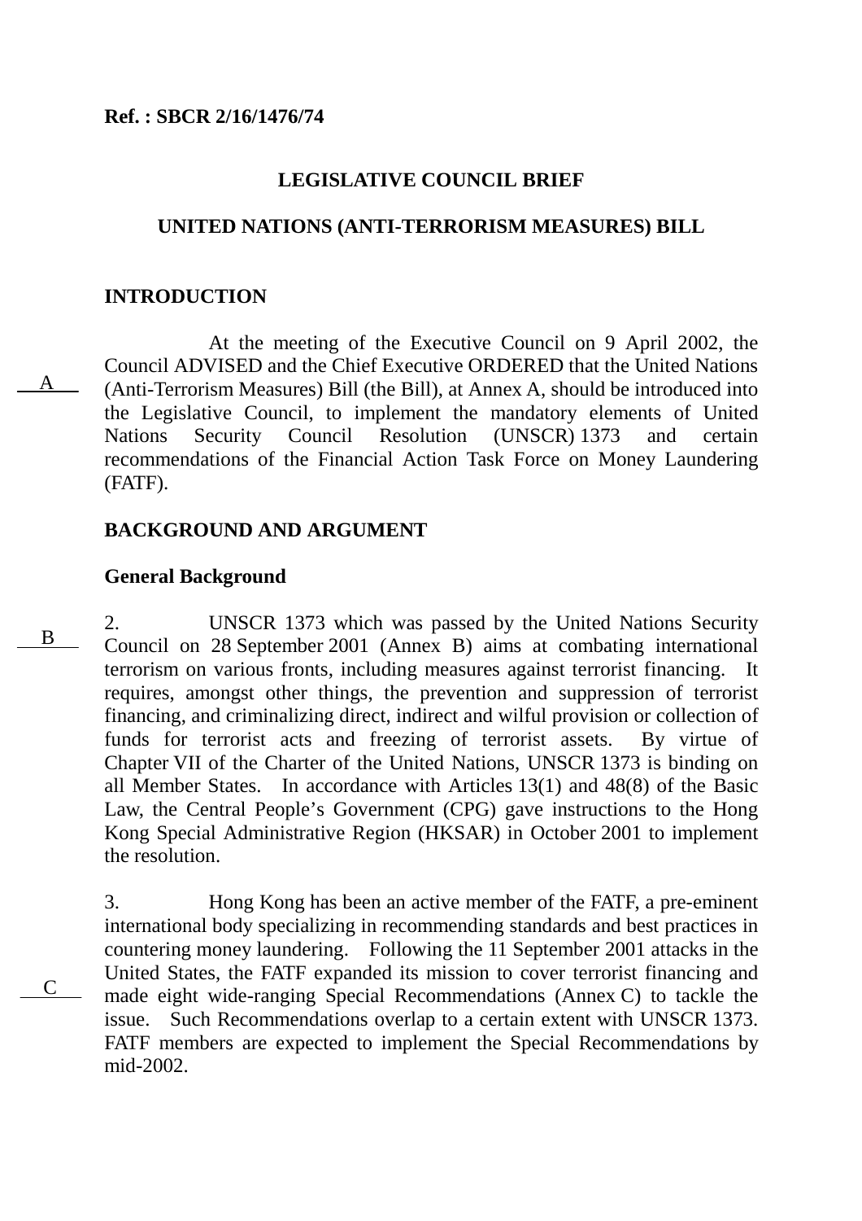**Ref. : SBCR 2/16/1476/74**

# LEGISLATIVE COUNCIL BRIEF

## UNITED NATIONS (ANTI-TERRORISM MEASURES) BILL

### INTRODUCTION

A

At the meeting of the Executive Council on 9 April 2002, the Council ADVISED and the Chief Executive ORDERED that the United Nations (Anti-Terrorism Measures) Bill (the Bill), at Annex A, should be introduced into the Legislative Council, to implement the mandatory elements of United Nations Security Council Resolution (UNSCR) 1373 and certain recommendations of the Financial Action Task Force on Money Laundering (FATF).

### BACKGROUND AND ARGUMENT

**General Background**

B

2. UNSCR 1373 which was passed by the United Nations Security Council on 28 September 2001 (Annex B) aims at combating international terrorism on various fronts, including measures against terrorist financing. It requires, amongst other things, the prevention and suppression of terrorist financing, and criminalizing direct, indirect and wilful provision or collection of funds for terrorist acts and freezing of terrorist assets. By virtue of Chapter VII of the Charter of the United Nations, UNSCR 1373 is binding on all Member States. In accordance with Articles 13(1) and 48(8) of the Basic Law, the Central People's Government (CPG) gave instructions to the Hong Kong Special Administrative Region (HKSAR) in October 2001 to implement the resolution.

C

3. Hong Kong has been an active member of the FATF, a pre-eminent international body specializing in recommending standards and best practices in countering money laundering. Following the 11 September 2001 attacks in the United States, the FATF expanded its mission to cover terrorist financing and made eight wide-ranging Special Recommendations (Annex C) to tackle the issue. Such Recommendations overlap to a certain extent with UNSCR 1373. FATF members are expected to implement the Special Recommendations by mid-2002.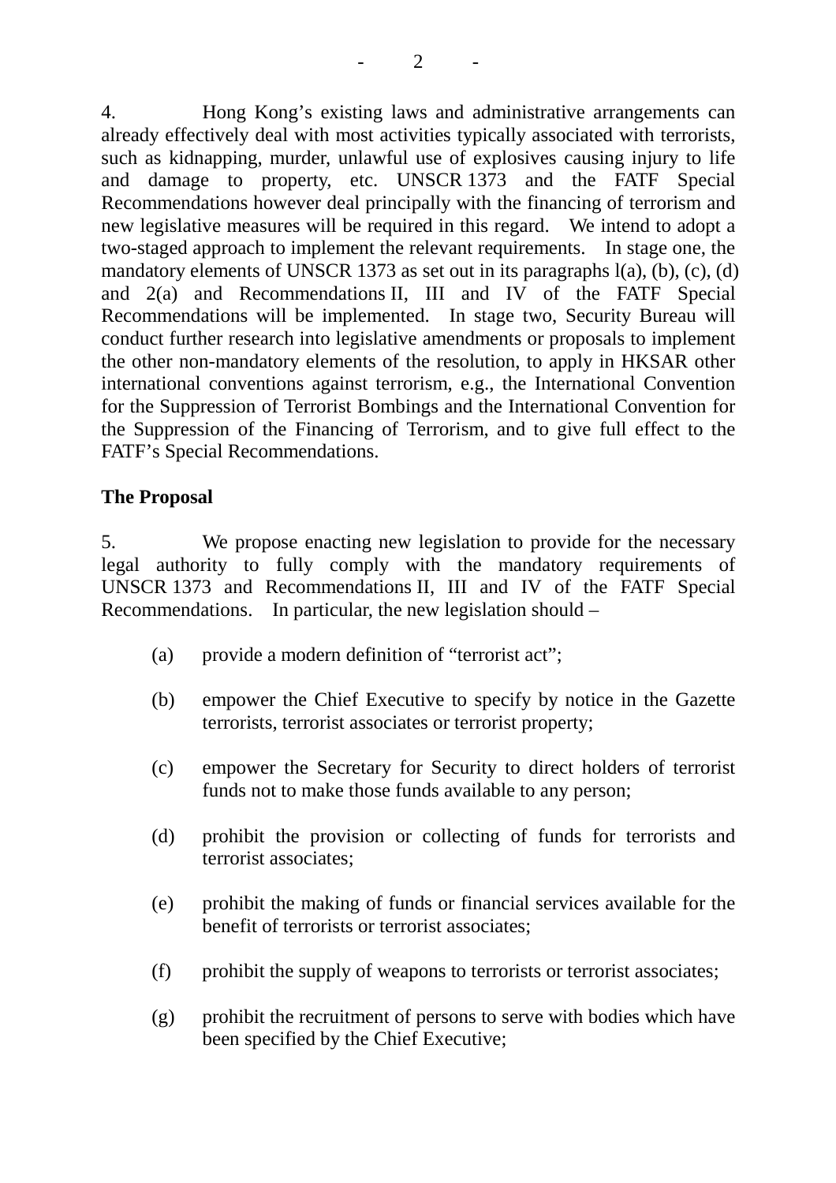4. Hong Kong's existing laws and administrative arrangements can already effectively deal with most activities typically associated with terrorists, such as kidnapping, murder, unlawful use of explosives causing injury to life and damage to property, etc. UNSCR 1373 and the FATF Special Recommendations however deal principally with the financing of terrorism and new legislative measures will be required in this regard. We intend to adopt a two-staged approach to implement the relevant requirements. In stage one, the mandatory elements of UNSCR 1373 as set out in its paragraphs l(a), (b), (c), (d) and 2(a) and Recommendations II, III and IV of the FATF Special Recommendations will be implemented. In stage two, Security Bureau will conduct further research into legislative amendments or proposals to implement the other non-mandatory elements of the resolution, to apply in HKSAR other international conventions against terrorism, e.g., the International Convention for the Suppression of Terrorist Bombings and the International Convention for the Suppression of the Financing of Terrorism, and to give full effect to the FATF's Special Recommendations.

**The Proposal**

5. We propose enacting new legislation to provide for the necessary legal authority to fully comply with the mandatory requirements of UNSCR 1373 and Recommendations II, III and IV of the FATF Special Recommendations. In particular, the new legislation should –

(a) provide a modern definition of "terrorist act";

(b) empower the Chief Executive to specify by notice in the Gazette terrorists, terrorist associates or terrorist property;

(c) empower the Secretary for Security to direct holders of terrorist funds not to make those funds available to any person;

(d) prohibit the provision or collecting of funds for terrorists and terrorist associates;

(e) prohibit the making of funds or financial services available for the benefit of terrorists or terrorist associates;

(f) prohibit the supply of weapons to terrorists or terrorist associates;

(g) prohibit the recruitment of persons to serve with bodies which have been specified by the Chief Executive;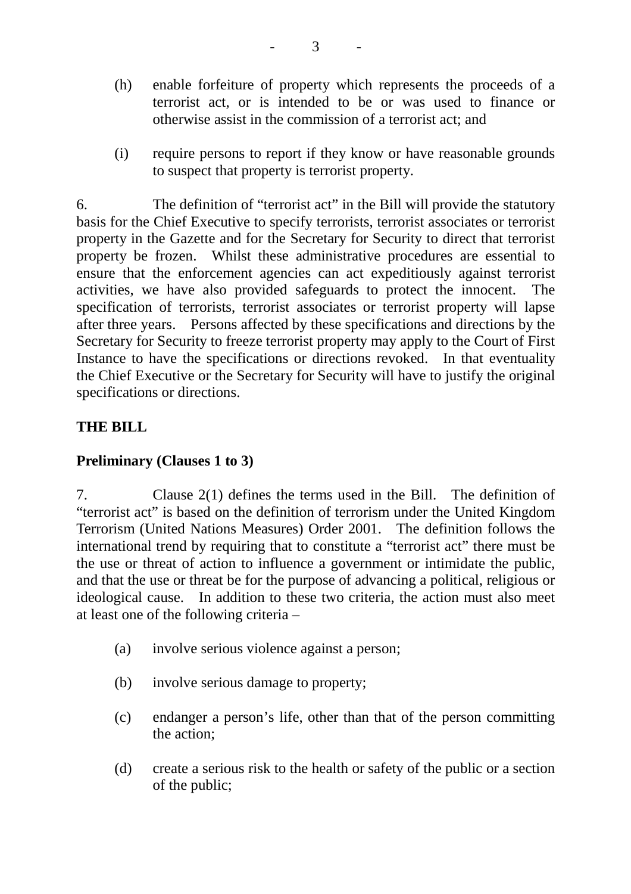(h) enable forfeiture of property which represents the proceeds of a terrorist act, or is intended to be or was used to finance or otherwise assist in the commission of a terrorist act; and

(i) require persons to report if they know or have reasonable grounds to suspect that property is terrorist property.

6. The definition of "terrorist act" in the Bill will provide the statutory basis for the Chief Executive to specify terrorists, terrorist associates or terrorist property in the Gazette and for the Secretary for Security to direct that terrorist property be frozen. Whilst these administrative procedures are essential to ensure that the enforcement agencies can act expeditiously against terrorist activities, we have also provided safeguards to protect the innocent. The specification of terrorists, terrorist associates or terrorist property will lapse after three years. Persons affected by these specifications and directions by the Secretary for Security to freeze terrorist property may apply to the Court of First Instance to have the specifications or directions revoked. In that eventuality the Chief Executive or the Secretary for Security will have to justify the original specifications or directions.

**THE BILL**

**Preliminary (Clauses 1 to 3)**

7. Clause 2(1) defines the terms used in the Bill. The definition of "terrorist act" is based on the definition of terrorism under the United Kingdom Terrorism (United Nations Measures) Order 2001. The definition follows the international trend by requiring that to constitute a "terrorist act" there must be the use or threat of action to influence a government or intimidate the public, and that the use or threat be for the purpose of advancing a political, religious or ideological cause. In addition to these two criteria, the action must also meet at least one of the following criteria –

(a) involve serious violence against a person;

(b) involve serious damage to property;

(c) endanger a person's life, other than that of the person committing the action;

(d) create a serious risk to the health or safety of the public or a section of the public;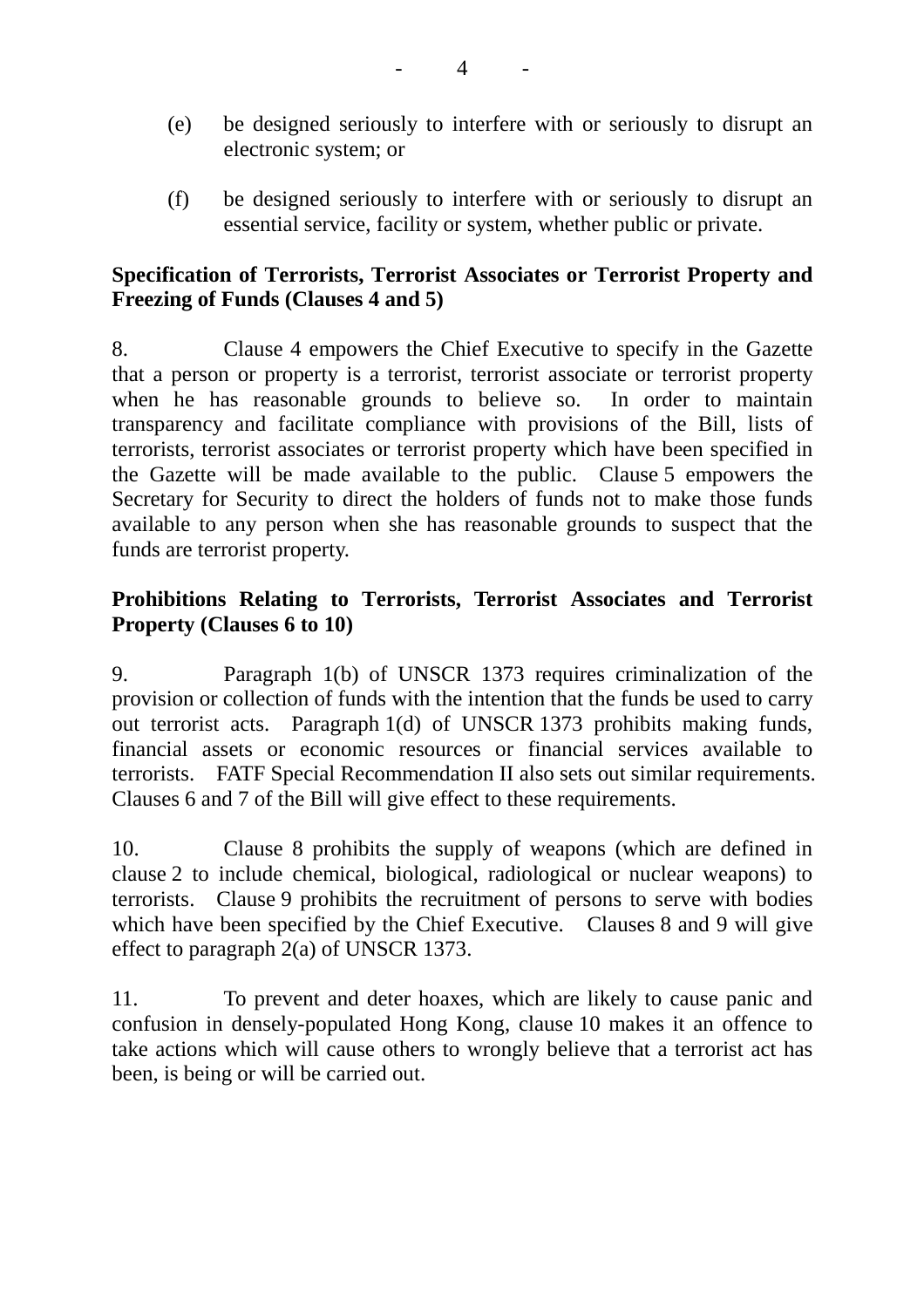(e) be designed seriously to interfere with or seriously to disrupt an electronic system; or

(f) be designed seriously to interfere with or seriously to disrupt an essential service, facility or system, whether public or private.

**Specification of Terrorists, Terrorist Associates or Terrorist Property and Freezing of Funds (Clauses 4 and 5)**

8. Clause 4 empowers the Chief Executive to specify in the Gazette that a person or property is a terrorist, terrorist associate or terrorist property when he has reasonable grounds to believe so. In order to maintain transparency and facilitate compliance with provisions of the Bill, lists of terrorists, terrorist associates or terrorist property which have been specified in the Gazette will be made available to the public. Clause 5 empowers the Secretary for Security to direct the holders of funds not to make those funds available to any person when she has reasonable grounds to suspect that the funds are terrorist property.

**Prohibitions Relating to Terrorists, Terrorist Associates and Terrorist Property (Clauses 6 to 10)**

9. Paragraph 1(b) of UNSCR 1373 requires criminalization of the provision or collection of funds with the intention that the funds be used to carry out terrorist acts. Paragraph 1(d) of UNSCR 1373 prohibits making funds, financial assets or economic resources or financial services available to terrorists. FATF Special Recommendation II also sets out similar requirements. Clauses 6 and 7 of the Bill will give effect to these requirements.

10. Clause 8 prohibits the supply of weapons (which are defined in clause 2 to include chemical, biological, radiological or nuclear weapons) to terrorists. Clause 9 prohibits the recruitment of persons to serve with bodies which have been specified by the Chief Executive. Clauses 8 and 9 will give effect to paragraph 2(a) of UNSCR 1373.

11. To prevent and deter hoaxes, which are likely to cause panic and confusion in densely-populated Hong Kong, clause 10 makes it an offence to take actions which will cause others to wrongly believe that a terrorist act has been, is being or will be carried out.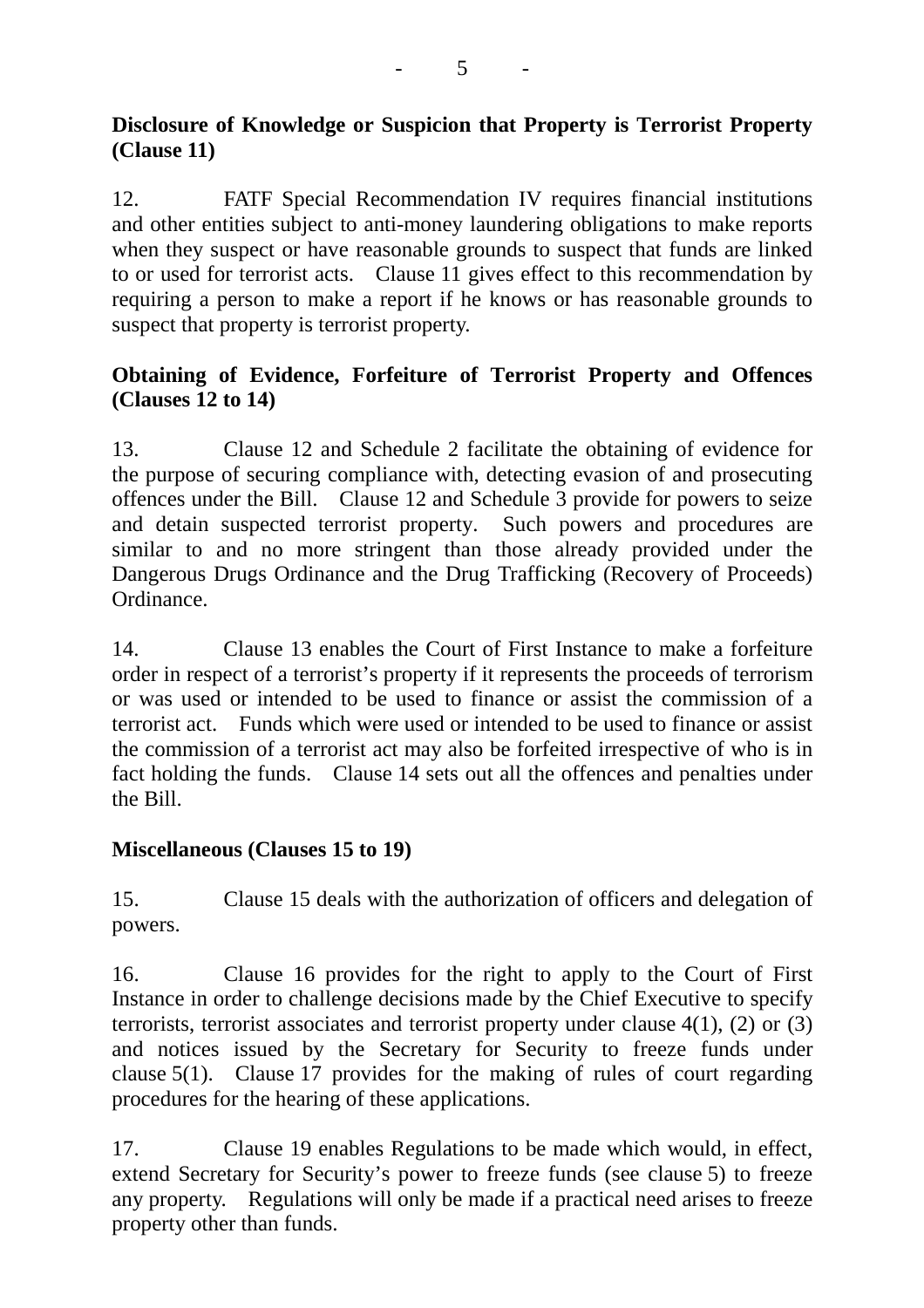**Disclosure of Knowledge or Suspicion that Property is Terrorist Property (Clause 11)**

12. FATF Special Recommendation IV requires financial institutions and other entities subject to anti-money laundering obligations to make reports when they suspect or have reasonable grounds to suspect that funds are linked to or used for terrorist acts. Clause 11 gives effect to this recommendation by requiring a person to make a report if he knows or has reasonable grounds to suspect that property is terrorist property.

**Obtaining of Evidence, Forfeiture of Terrorist Property and Offences (Clauses 12 to 14)**

13. Clause 12 and Schedule 2 facilitate the obtaining of evidence for the purpose of securing compliance with, detecting evasion of and prosecuting offences under the Bill. Clause 12 and Schedule 3 provide for powers to seize and detain suspected terrorist property. Such powers and procedures are similar to and no more stringent than those already provided under the Dangerous Drugs Ordinance and the Drug Trafficking (Recovery of Proceeds) Ordinance.

14. Clause 13 enables the Court of First Instance to make a forfeiture order in respect of a terrorist's property if it represents the proceeds of terrorism or was used or intended to be used to finance or assist the commission of a terrorist act. Funds which were used or intended to be used to finance or assist the commission of a terrorist act may also be forfeited irrespective of who is in fact holding the funds. Clause 14 sets out all the offences and penalties under the Bill.

**Miscellaneous (Clauses 15 to 19)**

15. Clause 15 deals with the authorization of officers and delegation of powers.

16. Clause 16 provides for the right to apply to the Court of First Instance in order to challenge decisions made by the Chief Executive to specify terrorists, terrorist associates and terrorist property under clause 4(1), (2) or (3) and notices issued by the Secretary for Security to freeze funds under clause 5(1). Clause 17 provides for the making of rules of court regarding procedures for the hearing of these applications.

17. Clause 19 enables Regulations to be made which would, in effect, extend Secretary for Security's power to freeze funds (see clause 5) to freeze any property. Regulations will only be made if a practical need arises to freeze property other than funds.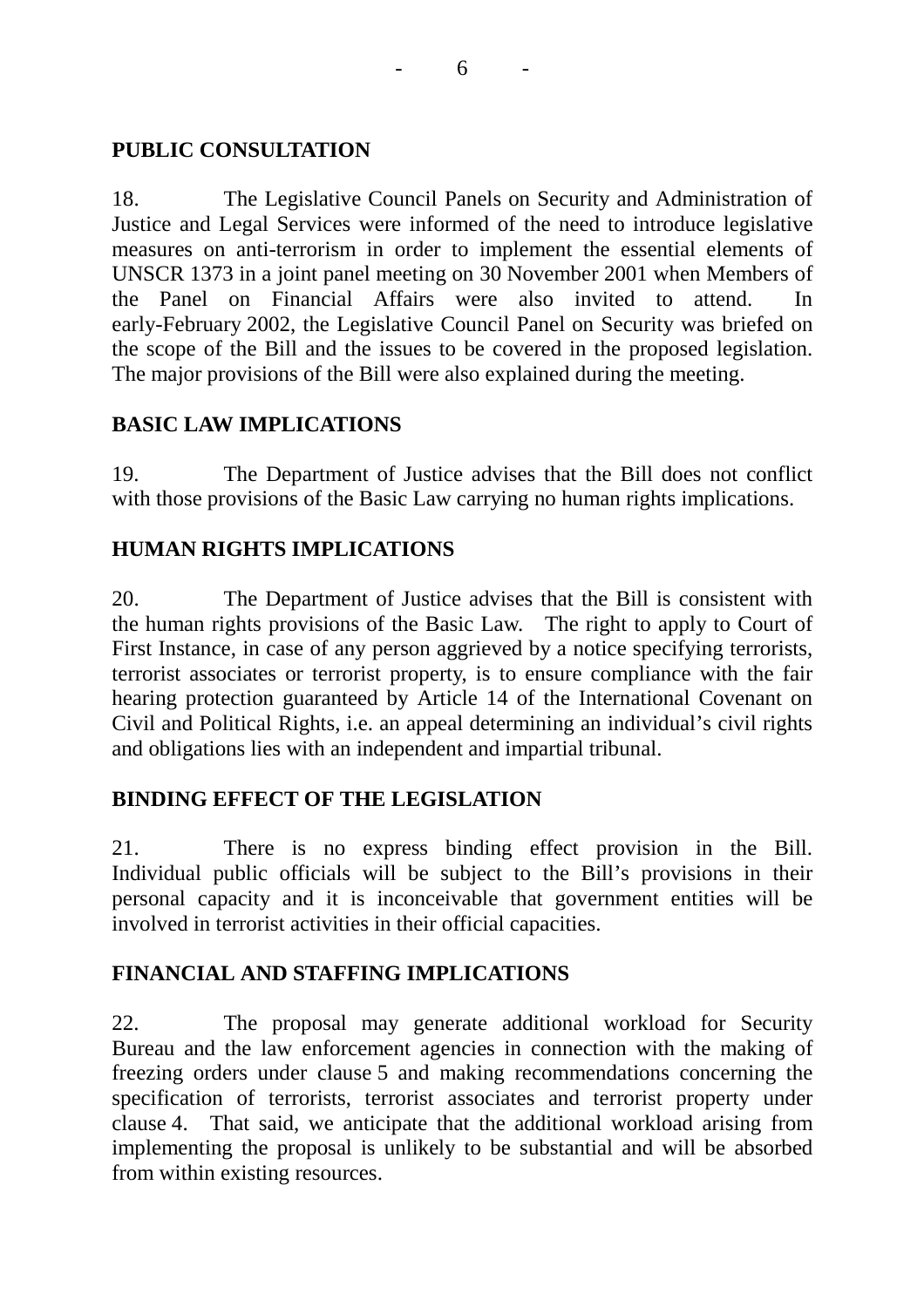**PUBLIC CONSULTATION**

18. The Legislative Council Panels on Security and Administration of Justice and Legal Services were informed of the need to introduce legislative measures on anti-terrorism in order to implement the essential elements of UNSCR 1373 in a joint panel meeting on 30 November 2001 when Members of the Panel on Financial Affairs were also invited to attend. In early-February 2002, the Legislative Council Panel on Security was briefed on the scope of the Bill and the issues to be covered in the proposed legislation. The major provisions of the Bill were also explained during the meeting.

**BASIC LAW IMPLICATIONS**

19. The Department of Justice advises that the Bill does not conflict with those provisions of the Basic Law carrying no human rights implications.

**HUMAN RIGHTS IMPLICATIONS**

20. The Department of Justice advises that the Bill is consistent with the human rights provisions of the Basic Law. The right to apply to Court of First Instance, in case of any person aggrieved by a notice specifying terrorists, terrorist associates or terrorist property, is to ensure compliance with the fair hearing protection guaranteed by Article 14 of the International Covenant on Civil and Political Rights, i.e. an appeal determining an individual's civil rights and obligations lies with an independent and impartial tribunal.

**BINDING EFFECT OF THE LEGISLATION**

21. There is no express binding effect provision in the Bill. Individual public officials will be subject to the Bill's provisions in their personal capacity and it is inconceivable that government entities will be involved in terrorist activities in their official capacities.

**FINANCIAL AND STAFFING IMPLICATIONS**

22. The proposal may generate additional workload for Security Bureau and the law enforcement agencies in connection with the making of freezing orders under clause 5 and making recommendations concerning the specification of terrorists, terrorist associates and terrorist property under clause 4. That said, we anticipate that the additional workload arising from implementing the proposal is unlikely to be substantial and will be absorbed from within existing resources.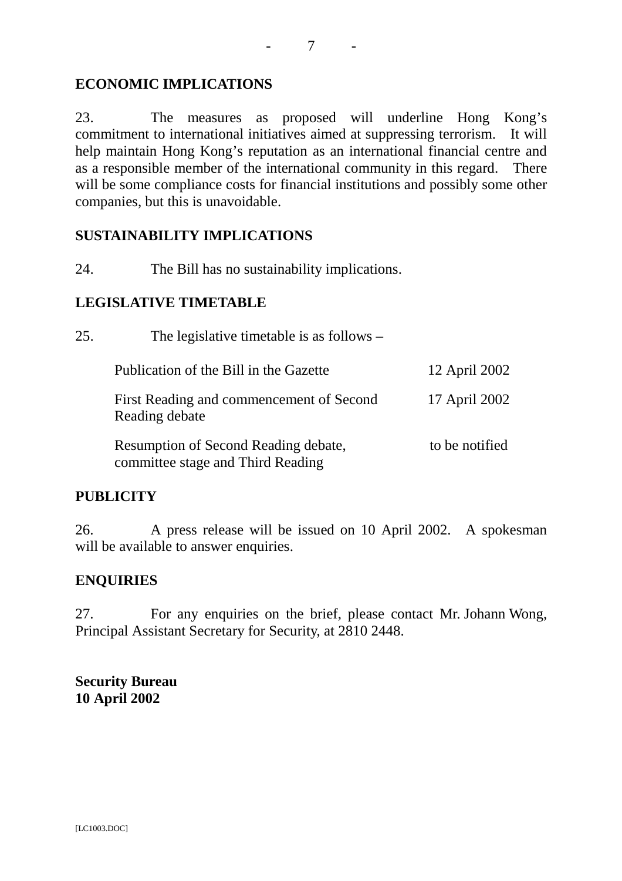## ECONOMIC IMPLICATIONS

23. The measures as proposed will underline Hong Kong's commitment to international initiatives aimed at suppressing terrorism. It will help maintain Hong Kong's reputation as an international financial centre and as a responsible member of the international community in this regard. There will be some compliance costs for financial institutions and possibly some other companies, but this is unavoidable.

## SUSTAINABILITY IMPLICATIONS

24. The Bill has no sustainability implications.

## LEGISLATIVE TIMETABLE

25. The legislative timetable is as follows –

| | |
|---|---|
| Publication of the Bill in the Gazette | 12 April 2002 |
| First Reading and commencement of Second Reading debate | 17 April 2002 |
| Resumption of Second Reading debate, committee stage and Third Reading | to be notified |

## PUBLICITY

26. A press release will be issued on 10 April 2002. A spokesman will be available to answer enquiries.

## ENQUIRIES

27. For any enquiries on the brief, please contact Mr. Johann Wong, Principal Assistant Secretary for Security, at 2810 2448.

**Security Bureau**
**10 April 2002**

[LC1003.DOC]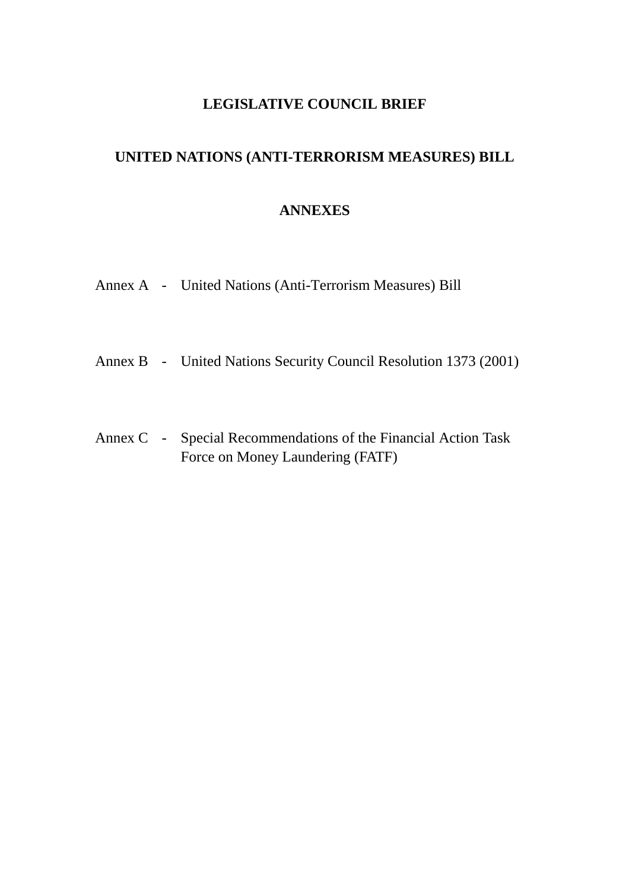# LEGISLATIVE COUNCIL BRIEF

## UNITED NATIONS (ANTI-TERRORISM MEASURES) BILL

## ANNEXES

| | | |
|---|---|---|
| Annex A | - | United Nations (Anti-Terrorism Measures) Bill |
| Annex B | - | United Nations Security Council Resolution 1373 (2001) |
| Annex C | - | Special Recommendations of the Financial Action Task Force on Money Laundering (FATF) |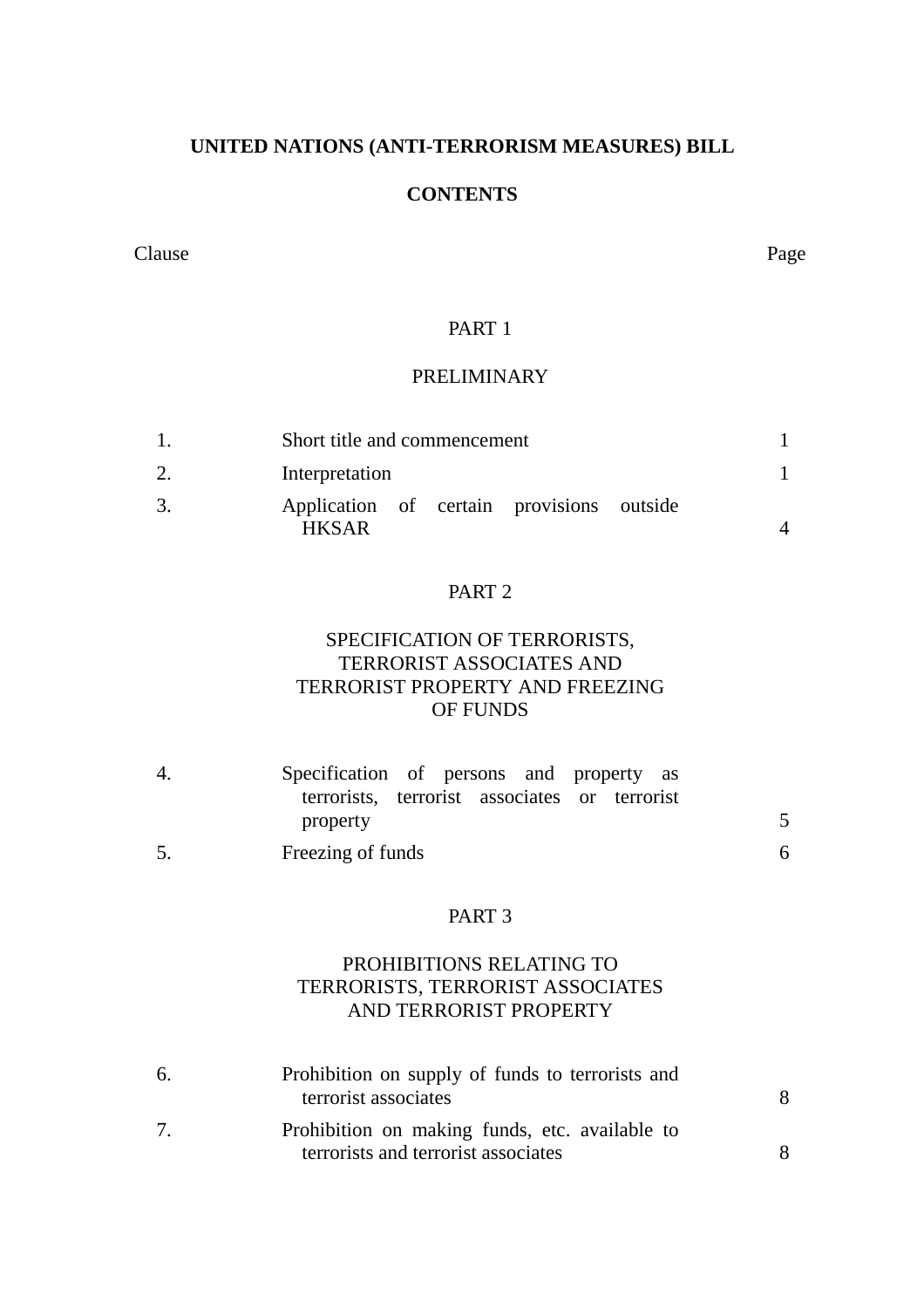# UNITED NATIONS (ANTI-TERRORISM MEASURES) BILL

## CONTENTS

| Clause | | Page |
|---|---|---|
| | **PART 1** | |
| | **PRELIMINARY** | |
| 1. | Short title and commencement | 1 |
| 2. | Interpretation | 1 |
| 3. | Application of certain provisions outside HKSAR | 4 |
| | **PART 2** | |
| | **SPECIFICATION OF TERRORISTS, TERRORIST ASSOCIATES AND TERRORIST PROPERTY AND FREEZING OF FUNDS** | |
| 4. | Specification of persons and property as terrorists, terrorist associates or terrorist property | 5 |
| 5. | Freezing of funds | 6 |
| | **PART 3** | |
| | **PROHIBITIONS RELATING TO TERRORISTS, TERRORIST ASSOCIATES AND TERRORIST PROPERTY** | |
| 6. | Prohibition on supply of funds to terrorists and terrorist associates | 8 |
| 7. | Prohibition on making funds, etc. available to terrorists and terrorist associates | 8 |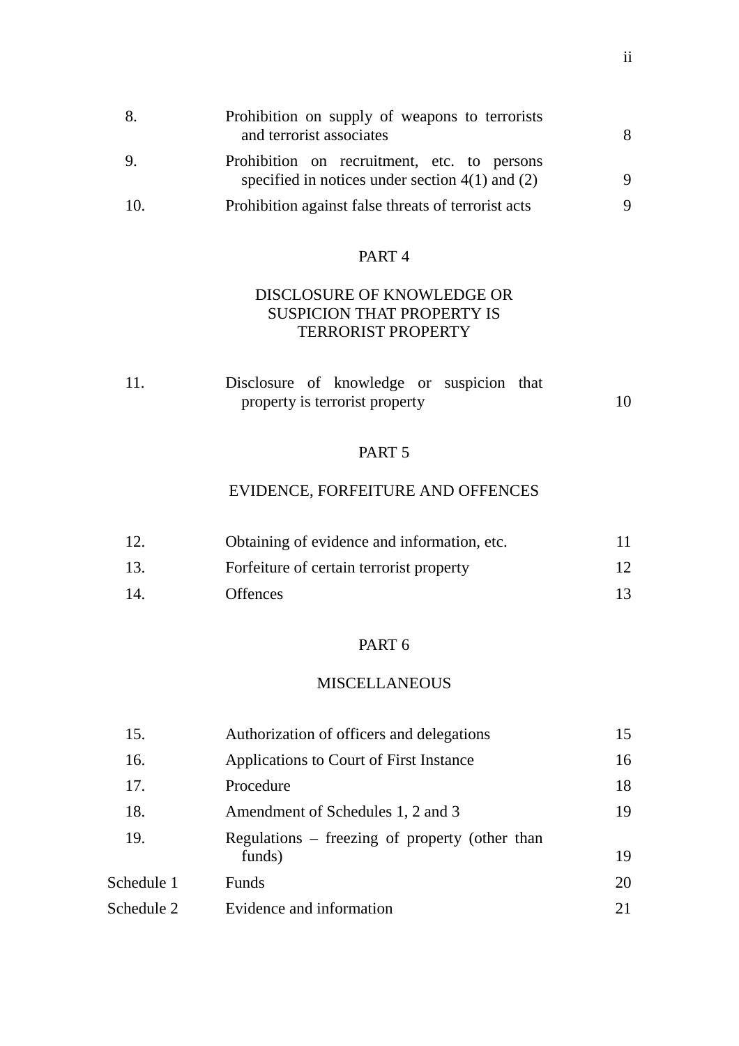| | | |
|---|---|---|
| 8. | Prohibition on supply of weapons to terrorists and terrorist associates | 8 |
| 9. | Prohibition on recruitment, etc. to persons specified in notices under section 4(1) and (2) | 9 |
| 10. | Prohibition against false threats of terrorist acts | 9 |

PART 4

DISCLOSURE OF KNOWLEDGE OR SUSPICION THAT PROPERTY IS TERRORIST PROPERTY

| | | |
|---|---|---|
| 11. | Disclosure of knowledge or suspicion that property is terrorist property | 10 |

PART 5

EVIDENCE, FORFEITURE AND OFFENCES

| | | |
|---|---|---|
| 12. | Obtaining of evidence and information, etc. | 11 |
| 13. | Forfeiture of certain terrorist property | 12 |
| 14. | Offences | 13 |

PART 6

MISCELLANEOUS

| | | |
|---|---|---|
| 15. | Authorization of officers and delegations | 15 |
| 16. | Applications to Court of First Instance | 16 |
| 17. | Procedure | 18 |
| 18. | Amendment of Schedules 1, 2 and 3 | 19 |
| 19. | Regulations – freezing of property (other than funds) | 19 |
| Schedule 1 | Funds | 20 |
| Schedule 2 | Evidence and information | 21 |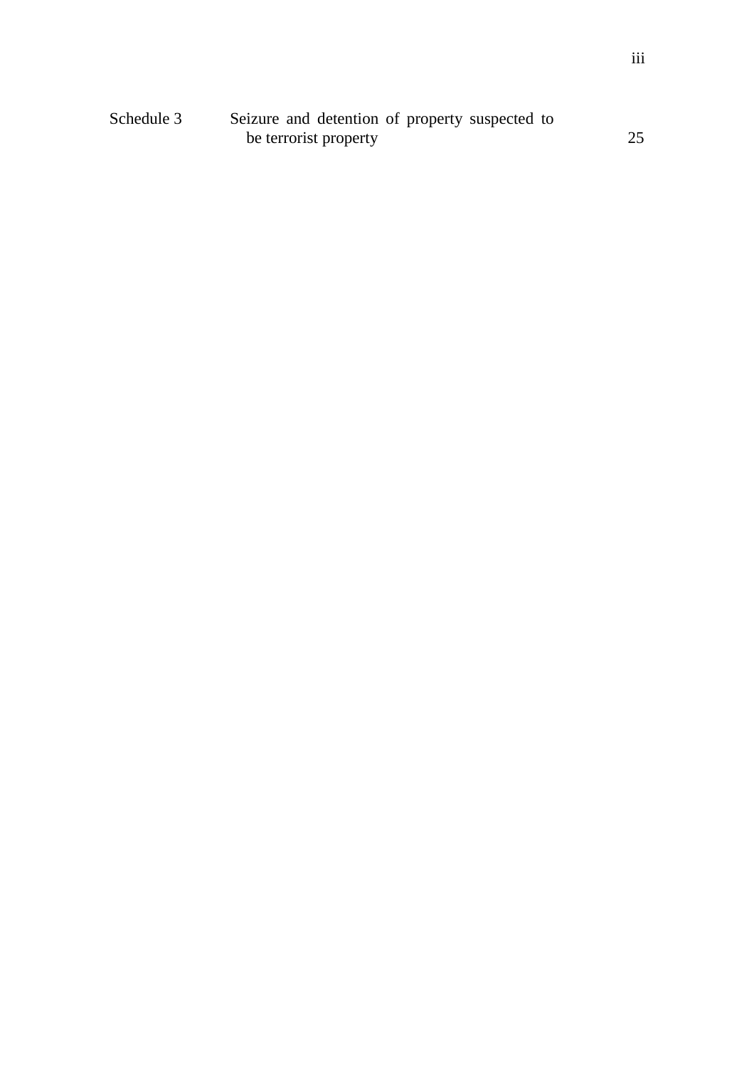| | | |
|---|---|---|
| Schedule 3 | Seizure and detention of property suspected to be terrorist property | 25 |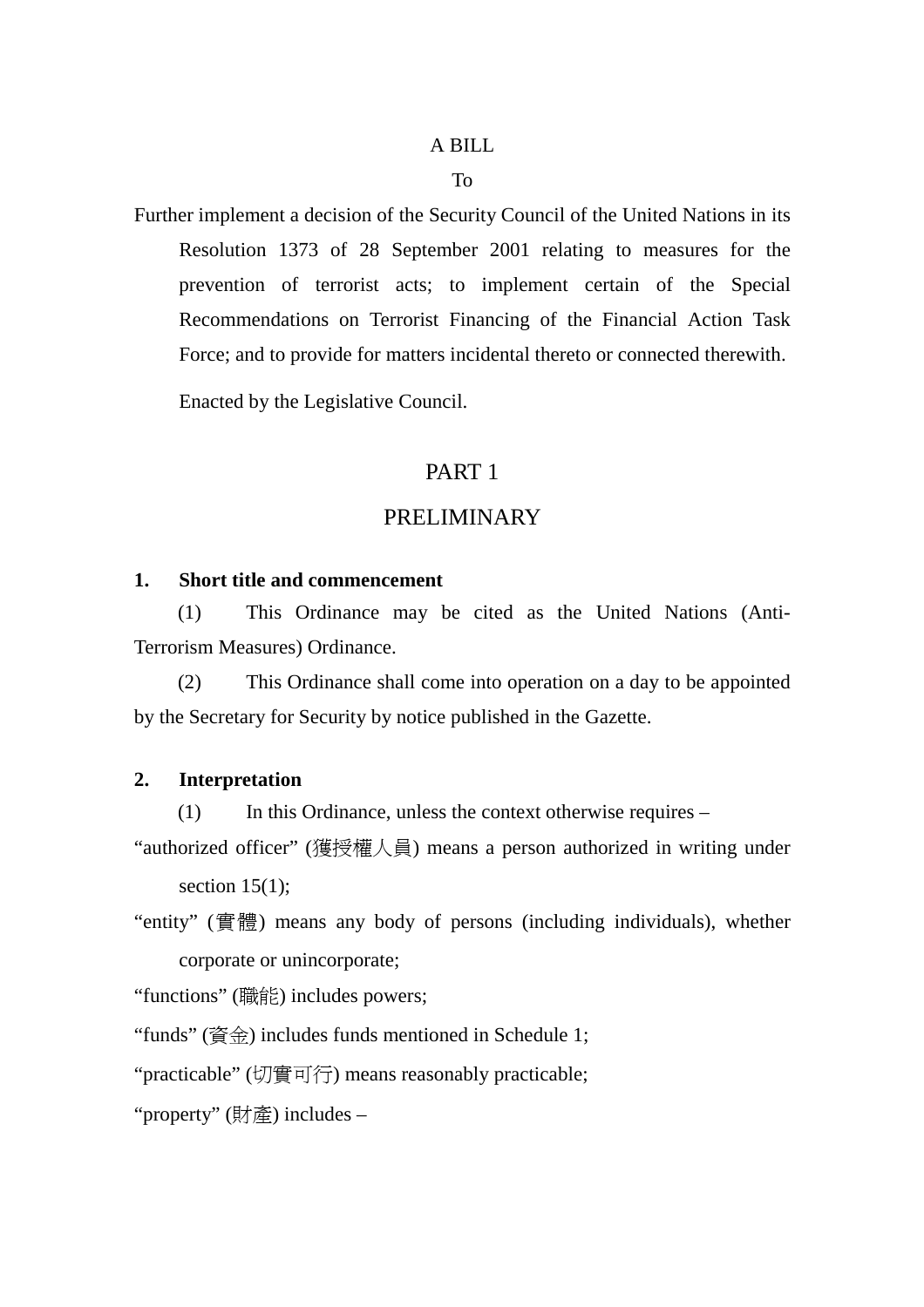A BILL

To

Further implement a decision of the Security Council of the United Nations in its Resolution 1373 of 28 September 2001 relating to measures for the prevention of terrorist acts; to implement certain of the Special Recommendations on Terrorist Financing of the Financial Action Task Force; and to provide for matters incidental thereto or connected therewith.

Enacted by the Legislative Council.

# PART 1

# PRELIMINARY

**1. Short title and commencement**

(1) This Ordinance may be cited as the United Nations (Anti-Terrorism Measures) Ordinance.

(2) This Ordinance shall come into operation on a day to be appointed by the Secretary for Security by notice published in the Gazette.

**2. Interpretation**

(1) In this Ordinance, unless the context otherwise requires –

"authorized officer" (獲授權人員) means a person authorized in writing under section 15(1);

"entity" (實體) means any body of persons (including individuals), whether corporate or unincorporate;

"functions" (職能) includes powers;

"funds" (資金) includes funds mentioned in Schedule 1;

"practicable" (切實可行) means reasonably practicable;

"property" (財產) includes –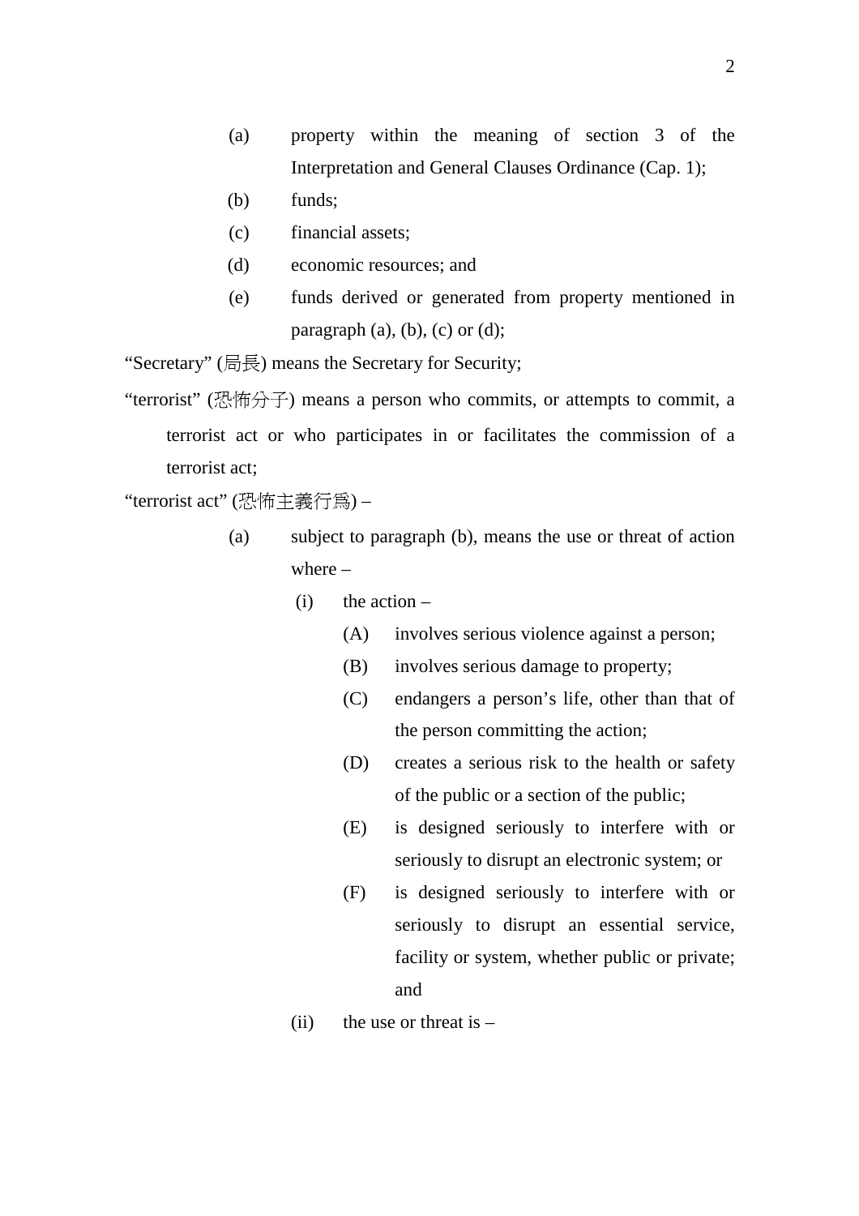(a) property within the meaning of section 3 of the Interpretation and General Clauses Ordinance (Cap. 1);

(b) funds;

(c) financial assets;

(d) economic resources; and

(e) funds derived or generated from property mentioned in paragraph (a), (b), (c) or (d);

"Secretary" (局長) means the Secretary for Security;

"terrorist" (恐怖分子) means a person who commits, or attempts to commit, a terrorist act or who participates in or facilitates the commission of a terrorist act;

"terrorist act" (恐怖主義行爲) –

(a) subject to paragraph (b), means the use or threat of action where –

(i) the action –

(A) involves serious violence against a person;

(B) involves serious damage to property;

(C) endangers a person's life, other than that of the person committing the action;

(D) creates a serious risk to the health or safety of the public or a section of the public;

(E) is designed seriously to interfere with or seriously to disrupt an electronic system; or

(F) is designed seriously to interfere with or seriously to disrupt an essential service, facility or system, whether public or private; and

(ii) the use or threat is –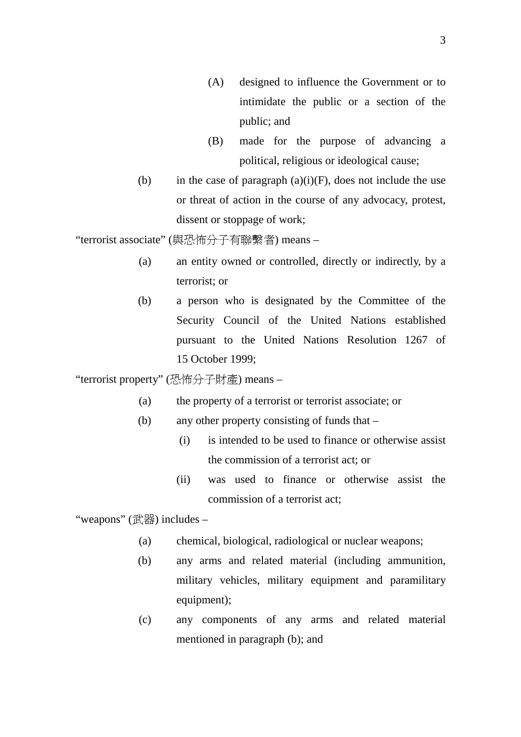(A) designed to influence the Government or to intimidate the public or a section of the public; and

(B) made for the purpose of advancing a political, religious or ideological cause;

(b) in the case of paragraph (a)(i)(F), does not include the use or threat of action in the course of any advocacy, protest, dissent or stoppage of work;

“terrorist associate” (與恐怖分子有聯繫者) means –

(a) an entity owned or controlled, directly or indirectly, by a terrorist; or

(b) a person who is designated by the Committee of the Security Council of the United Nations established pursuant to the United Nations Resolution 1267 of 15 October 1999;

“terrorist property” (恐怖分子財產) means –

(a) the property of a terrorist or terrorist associate; or

(b) any other property consisting of funds that –

(i) is intended to be used to finance or otherwise assist the commission of a terrorist act; or

(ii) was used to finance or otherwise assist the commission of a terrorist act;

“weapons” (武器) includes –

(a) chemical, biological, radiological or nuclear weapons;

(b) any arms and related material (including ammunition, military vehicles, military equipment and paramilitary equipment);

(c) any components of any arms and related material mentioned in paragraph (b); and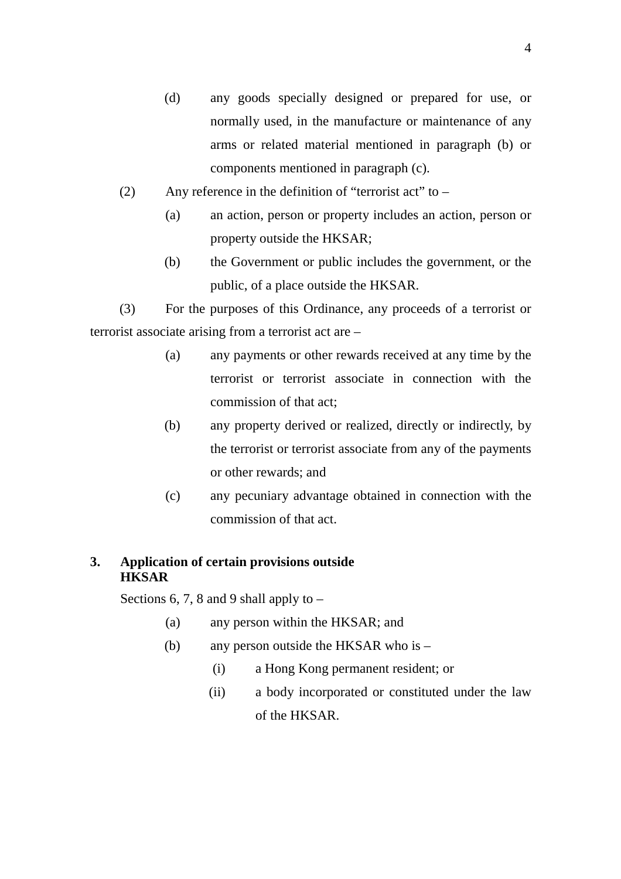(d) any goods specially designed or prepared for use, or normally used, in the manufacture or maintenance of any arms or related material mentioned in paragraph (b) or components mentioned in paragraph (c).

(2) Any reference in the definition of "terrorist act" to –

(a) an action, person or property includes an action, person or property outside the HKSAR;

(b) the Government or public includes the government, or the public, of a place outside the HKSAR.

(3) For the purposes of this Ordinance, any proceeds of a terrorist or terrorist associate arising from a terrorist act are –

(a) any payments or other rewards received at any time by the terrorist or terrorist associate in connection with the commission of that act;

(b) any property derived or realized, directly or indirectly, by the terrorist or terrorist associate from any of the payments or other rewards; and

(c) any pecuniary advantage obtained in connection with the commission of that act.

**3. Application of certain provisions outside HKSAR**

Sections 6, 7, 8 and 9 shall apply to –

(a) any person within the HKSAR; and

(b) any person outside the HKSAR who is –

(i) a Hong Kong permanent resident; or

(ii) a body incorporated or constituted under the law of the HKSAR.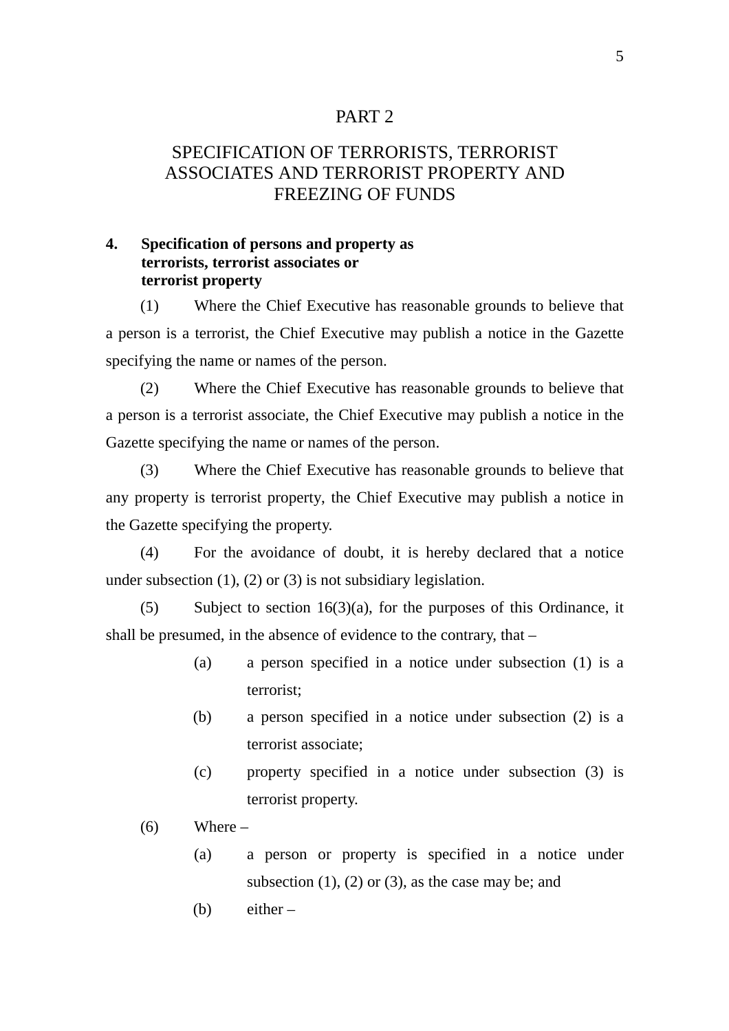# PART 2

## SPECIFICATION OF TERRORISTS, TERRORIST ASSOCIATES AND TERRORIST PROPERTY AND FREEZING OF FUNDS

### 4. Specification of persons and property as terrorists, terrorist associates or terrorist property

(1) Where the Chief Executive has reasonable grounds to believe that a person is a terrorist, the Chief Executive may publish a notice in the Gazette specifying the name or names of the person.

(2) Where the Chief Executive has reasonable grounds to believe that a person is a terrorist associate, the Chief Executive may publish a notice in the Gazette specifying the name or names of the person.

(3) Where the Chief Executive has reasonable grounds to believe that any property is terrorist property, the Chief Executive may publish a notice in the Gazette specifying the property.

(4) For the avoidance of doubt, it is hereby declared that a notice under subsection (1), (2) or (3) is not subsidiary legislation.

(5) Subject to section 16(3)(a), for the purposes of this Ordinance, it shall be presumed, in the absence of evidence to the contrary, that –

- (a) a person specified in a notice under subsection (1) is a terrorist;
- (b) a person specified in a notice under subsection (2) is a terrorist associate;
- (c) property specified in a notice under subsection (3) is terrorist property.

(6) Where –

- (a) a person or property is specified in a notice under subsection (1), (2) or (3), as the case may be; and
- (b) either –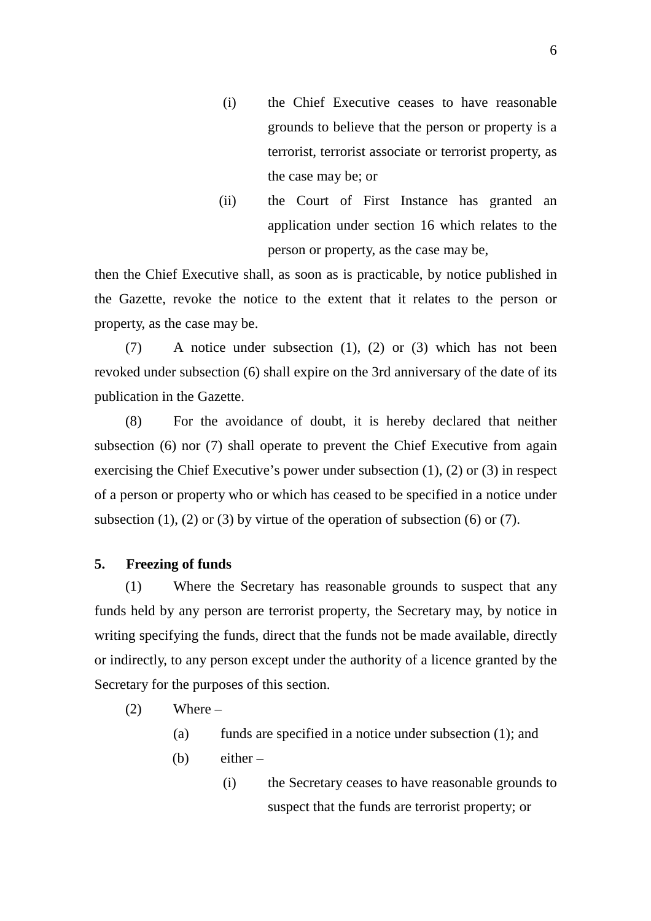(i) the Chief Executive ceases to have reasonable grounds to believe that the person or property is a terrorist, terrorist associate or terrorist property, as the case may be; or

(ii) the Court of First Instance has granted an application under section 16 which relates to the person or property, as the case may be,

then the Chief Executive shall, as soon as is practicable, by notice published in the Gazette, revoke the notice to the extent that it relates to the person or property, as the case may be.

(7) A notice under subsection (1), (2) or (3) which has not been revoked under subsection (6) shall expire on the 3rd anniversary of the date of its publication in the Gazette.

(8) For the avoidance of doubt, it is hereby declared that neither subsection (6) nor (7) shall operate to prevent the Chief Executive from again exercising the Chief Executive's power under subsection (1), (2) or (3) in respect of a person or property who or which has ceased to be specified in a notice under subsection (1), (2) or (3) by virtue of the operation of subsection (6) or (7).

**5. Freezing of funds**

(1) Where the Secretary has reasonable grounds to suspect that any funds held by any person are terrorist property, the Secretary may, by notice in writing specifying the funds, direct that the funds not be made available, directly or indirectly, to any person except under the authority of a licence granted by the Secretary for the purposes of this section.

(2) Where –

(a) funds are specified in a notice under subsection (1); and

(b) either –

(i) the Secretary ceases to have reasonable grounds to suspect that the funds are terrorist property; or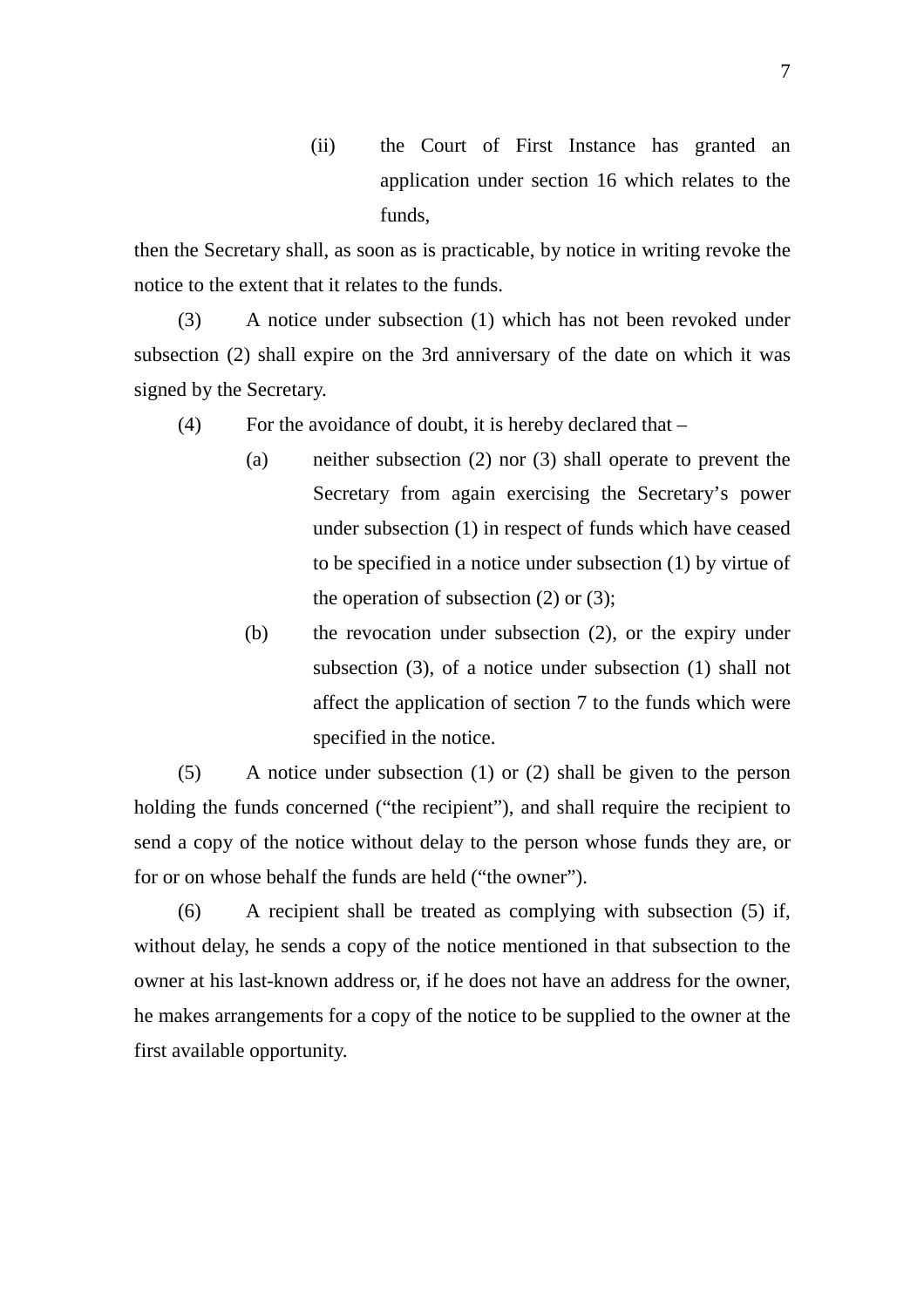(ii) the Court of First Instance has granted an application under section 16 which relates to the funds,

then the Secretary shall, as soon as is practicable, by notice in writing revoke the notice to the extent that it relates to the funds.

(3) A notice under subsection (1) which has not been revoked under subsection (2) shall expire on the 3rd anniversary of the date on which it was signed by the Secretary.

(4) For the avoidance of doubt, it is hereby declared that –

(a) neither subsection (2) nor (3) shall operate to prevent the Secretary from again exercising the Secretary's power under subsection (1) in respect of funds which have ceased to be specified in a notice under subsection (1) by virtue of the operation of subsection (2) or (3);

(b) the revocation under subsection (2), or the expiry under subsection (3), of a notice under subsection (1) shall not affect the application of section 7 to the funds which were specified in the notice.

(5) A notice under subsection (1) or (2) shall be given to the person holding the funds concerned ("the recipient"), and shall require the recipient to send a copy of the notice without delay to the person whose funds they are, or for or on whose behalf the funds are held ("the owner").

(6) A recipient shall be treated as complying with subsection (5) if, without delay, he sends a copy of the notice mentioned in that subsection to the owner at his last-known address or, if he does not have an address for the owner, he makes arrangements for a copy of the notice to be supplied to the owner at the first available opportunity.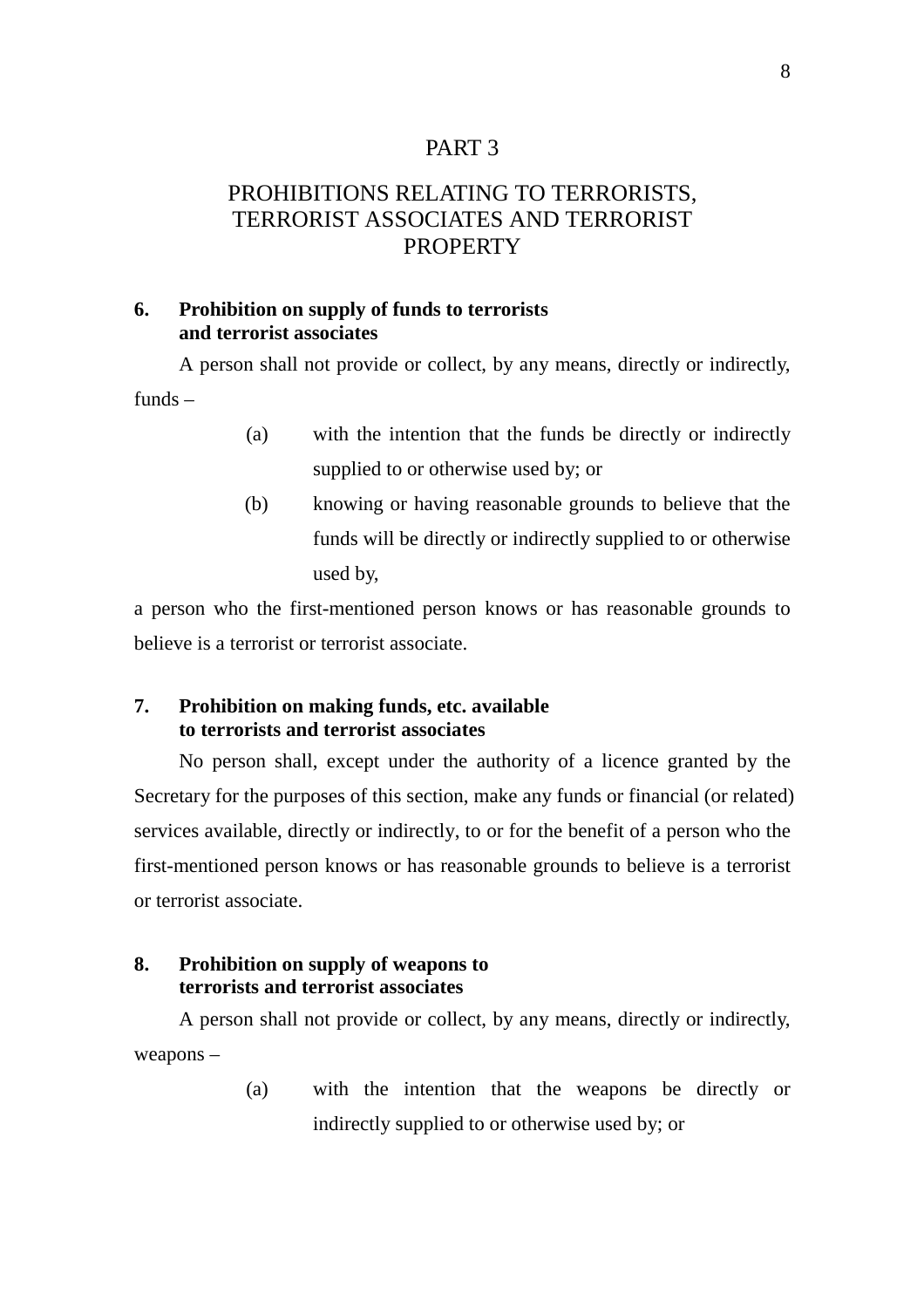## PART 3

## PROHIBITIONS RELATING TO TERRORISTS, TERRORIST ASSOCIATES AND TERRORIST PROPERTY

**6. Prohibition on supply of funds to terrorists and terrorist associates**

A person shall not provide or collect, by any means, directly or indirectly, funds –

(a) with the intention that the funds be directly or indirectly supplied to or otherwise used by; or

(b) knowing or having reasonable grounds to believe that the funds will be directly or indirectly supplied to or otherwise used by,

a person who the first-mentioned person knows or has reasonable grounds to believe is a terrorist or terrorist associate.

**7. Prohibition on making funds, etc. available to terrorists and terrorist associates**

No person shall, except under the authority of a licence granted by the Secretary for the purposes of this section, make any funds or financial (or related) services available, directly or indirectly, to or for the benefit of a person who the first-mentioned person knows or has reasonable grounds to believe is a terrorist or terrorist associate.

**8. Prohibition on supply of weapons to terrorists and terrorist associates**

A person shall not provide or collect, by any means, directly or indirectly, weapons –

(a) with the intention that the weapons be directly or indirectly supplied to or otherwise used by; or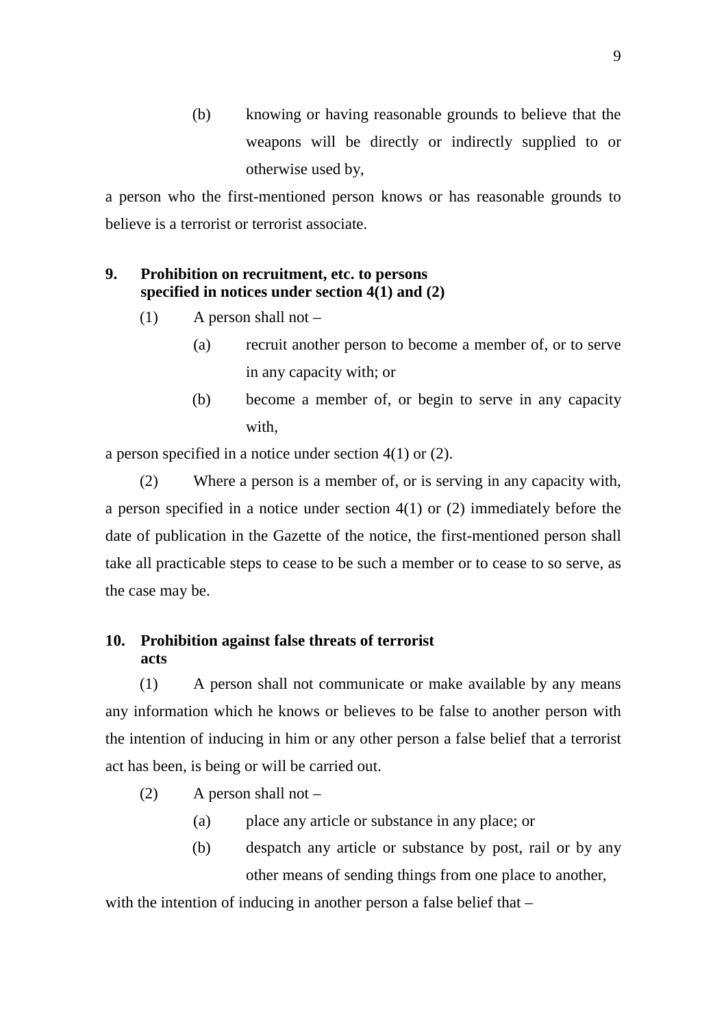(b) knowing or having reasonable grounds to believe that the weapons will be directly or indirectly supplied to or otherwise used by,

a person who the first-mentioned person knows or has reasonable grounds to believe is a terrorist or terrorist associate.

**9. Prohibition on recruitment, etc. to persons specified in notices under section 4(1) and (2)**

(1) A person shall not –

(a) recruit another person to become a member of, or to serve in any capacity with; or

(b) become a member of, or begin to serve in any capacity with,

a person specified in a notice under section 4(1) or (2).

(2) Where a person is a member of, or is serving in any capacity with, a person specified in a notice under section 4(1) or (2) immediately before the date of publication in the Gazette of the notice, the first-mentioned person shall take all practicable steps to cease to be such a member or to cease to so serve, as the case may be.

**10. Prohibition against false threats of terrorist acts**

(1) A person shall not communicate or make available by any means any information which he knows or believes to be false to another person with the intention of inducing in him or any other person a false belief that a terrorist act has been, is being or will be carried out.

(2) A person shall not –

(a) place any article or substance in any place; or

(b) despatch any article or substance by post, rail or by any other means of sending things from one place to another,

with the intention of inducing in another person a false belief that –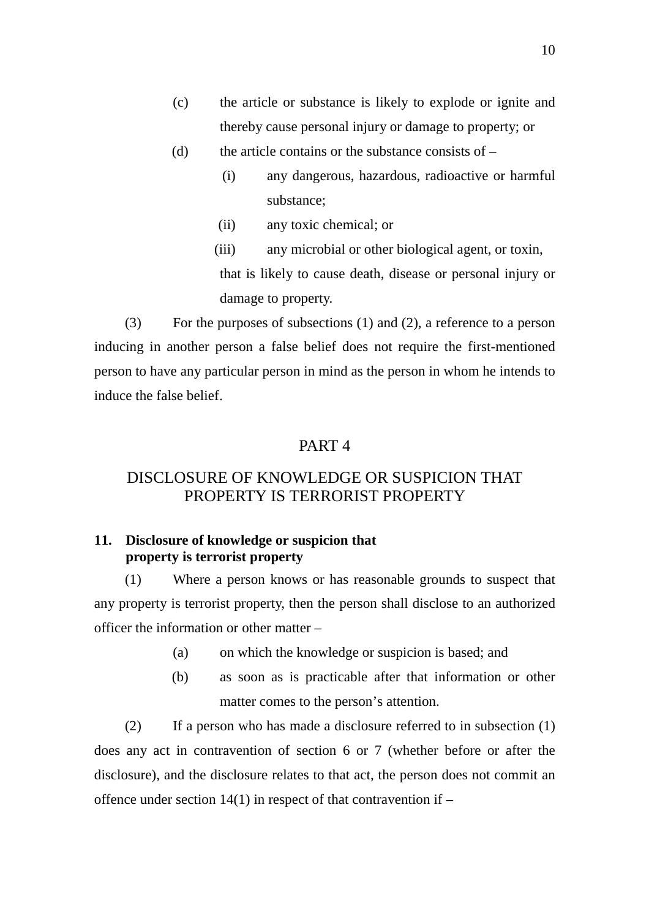(c) the article or substance is likely to explode or ignite and thereby cause personal injury or damage to property; or

(d) the article contains or the substance consists of –

(i) any dangerous, hazardous, radioactive or harmful substance;

(ii) any toxic chemical; or

(iii) any microbial or other biological agent, or toxin,

that is likely to cause death, disease or personal injury or damage to property.

(3) For the purposes of subsections (1) and (2), a reference to a person inducing in another person a false belief does not require the first-mentioned person to have any particular person in mind as the person in whom he intends to induce the false belief.

## PART 4

## DISCLOSURE OF KNOWLEDGE OR SUSPICION THAT PROPERTY IS TERRORIST PROPERTY

**11. Disclosure of knowledge or suspicion that property is terrorist property**

(1) Where a person knows or has reasonable grounds to suspect that any property is terrorist property, then the person shall disclose to an authorized officer the information or other matter –

(a) on which the knowledge or suspicion is based; and

(b) as soon as is practicable after that information or other matter comes to the person's attention.

(2) If a person who has made a disclosure referred to in subsection (1) does any act in contravention of section 6 or 7 (whether before or after the disclosure), and the disclosure relates to that act, the person does not commit an offence under section 14(1) in respect of that contravention if –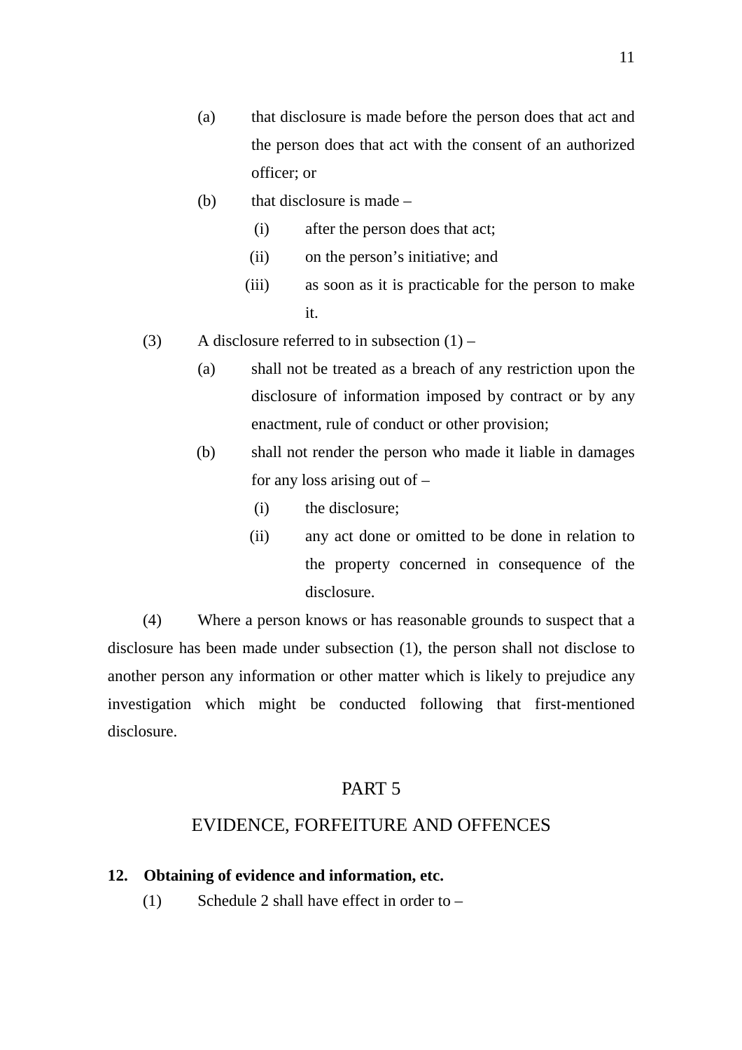(a) that disclosure is made before the person does that act and the person does that act with the consent of an authorized officer; or

(b) that disclosure is made –

(i) after the person does that act;

(ii) on the person's initiative; and

(iii) as soon as it is practicable for the person to make it.

(3) A disclosure referred to in subsection (1) –

(a) shall not be treated as a breach of any restriction upon the disclosure of information imposed by contract or by any enactment, rule of conduct or other provision;

(b) shall not render the person who made it liable in damages for any loss arising out of –

(i) the disclosure;

(ii) any act done or omitted to be done in relation to the property concerned in consequence of the disclosure.

(4) Where a person knows or has reasonable grounds to suspect that a disclosure has been made under subsection (1), the person shall not disclose to another person any information or other matter which is likely to prejudice any investigation which might be conducted following that first-mentioned disclosure.

## PART 5

## EVIDENCE, FORFEITURE AND OFFENCES

**12. Obtaining of evidence and information, etc.**

(1) Schedule 2 shall have effect in order to –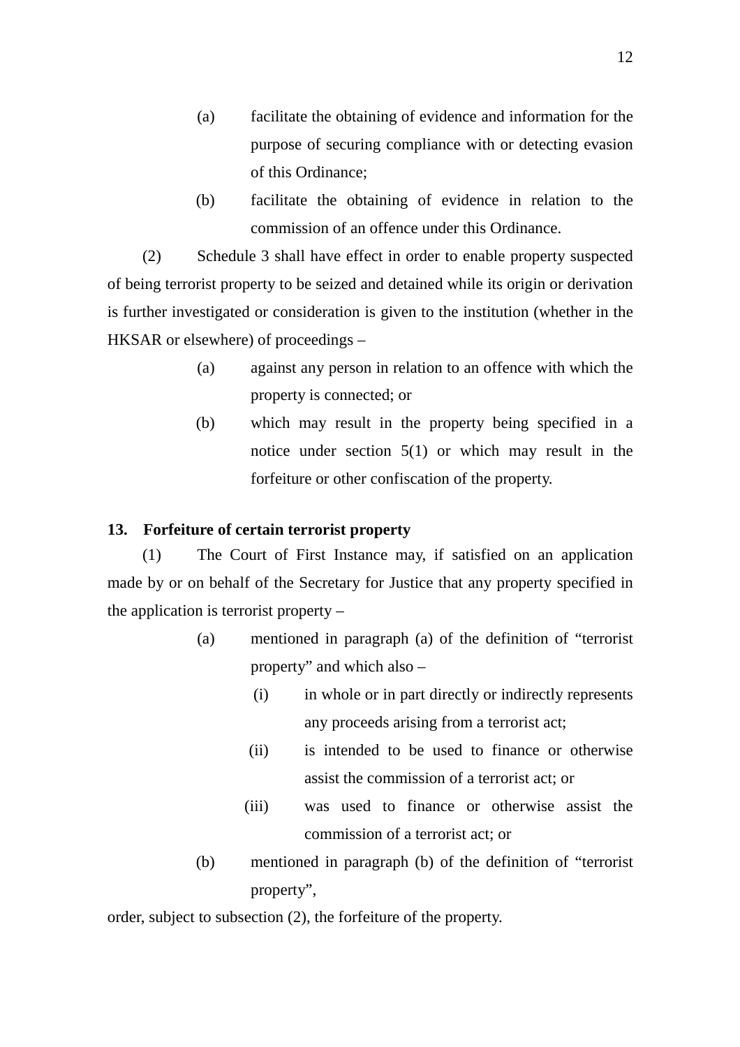(a) facilitate the obtaining of evidence and information for the purpose of securing compliance with or detecting evasion of this Ordinance;

(b) facilitate the obtaining of evidence in relation to the commission of an offence under this Ordinance.

(2) Schedule 3 shall have effect in order to enable property suspected of being terrorist property to be seized and detained while its origin or derivation is further investigated or consideration is given to the institution (whether in the HKSAR or elsewhere) of proceedings –

(a) against any person in relation to an offence with which the property is connected; or

(b) which may result in the property being specified in a notice under section 5(1) or which may result in the forfeiture or other confiscation of the property.

**13. Forfeiture of certain terrorist property**

(1) The Court of First Instance may, if satisfied on an application made by or on behalf of the Secretary for Justice that any property specified in the application is terrorist property –

(a) mentioned in paragraph (a) of the definition of "terrorist property" and which also –

(i) in whole or in part directly or indirectly represents any proceeds arising from a terrorist act;

(ii) is intended to be used to finance or otherwise assist the commission of a terrorist act; or

(iii) was used to finance or otherwise assist the commission of a terrorist act; or

(b) mentioned in paragraph (b) of the definition of "terrorist property",

order, subject to subsection (2), the forfeiture of the property.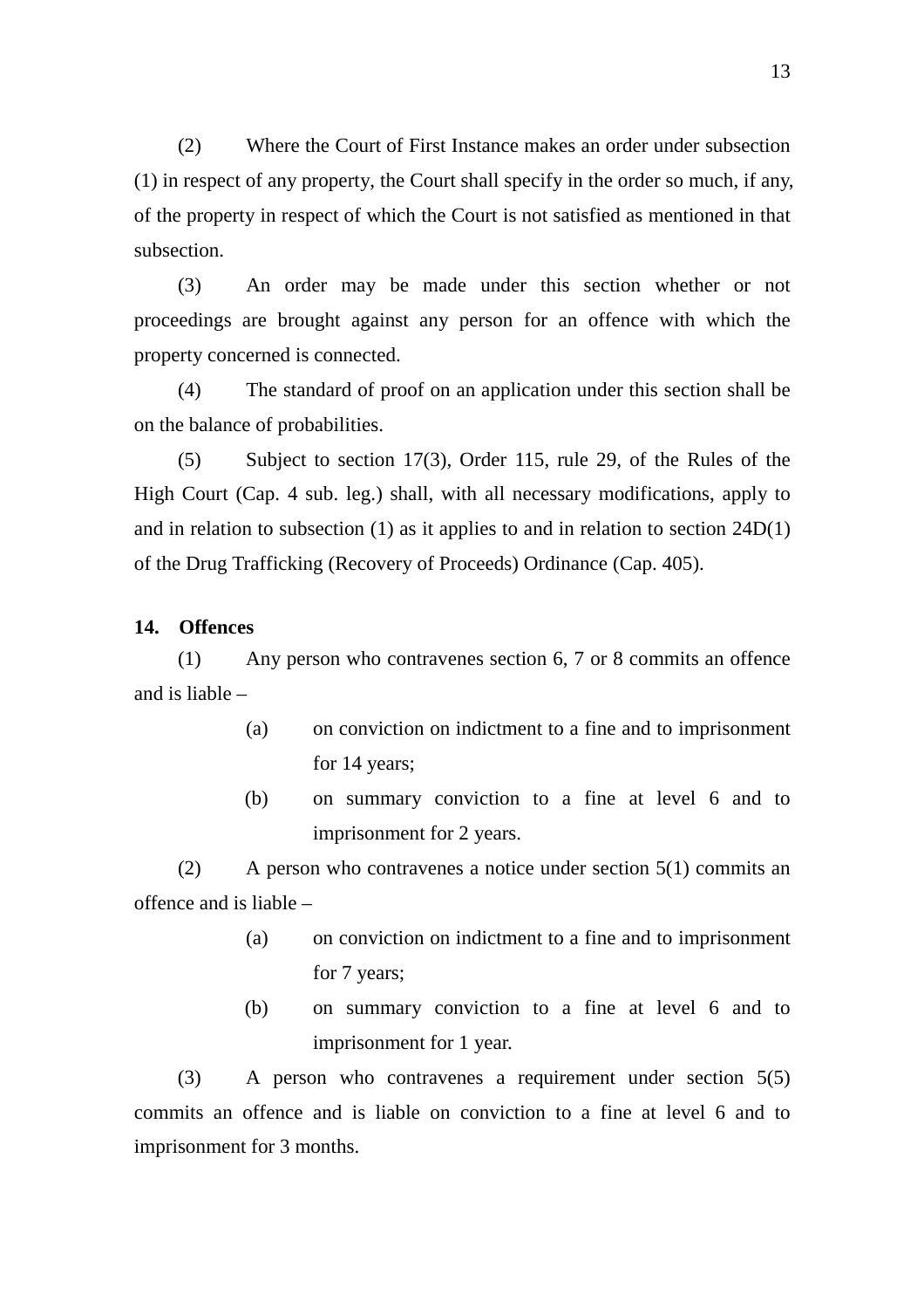(2) Where the Court of First Instance makes an order under subsection (1) in respect of any property, the Court shall specify in the order so much, if any, of the property in respect of which the Court is not satisfied as mentioned in that subsection.

(3) An order may be made under this section whether or not proceedings are brought against any person for an offence with which the property concerned is connected.

(4) The standard of proof on an application under this section shall be on the balance of probabilities.

(5) Subject to section 17(3), Order 115, rule 29, of the Rules of the High Court (Cap. 4 sub. leg.) shall, with all necessary modifications, apply to and in relation to subsection (1) as it applies to and in relation to section 24D(1) of the Drug Trafficking (Recovery of Proceeds) Ordinance (Cap. 405).

**14. Offences**

(1) Any person who contravenes section 6, 7 or 8 commits an offence and is liable –

(a) on conviction on indictment to a fine and to imprisonment for 14 years;

(b) on summary conviction to a fine at level 6 and to imprisonment for 2 years.

(2) A person who contravenes a notice under section 5(1) commits an offence and is liable –

(a) on conviction on indictment to a fine and to imprisonment for 7 years;

(b) on summary conviction to a fine at level 6 and to imprisonment for 1 year.

(3) A person who contravenes a requirement under section 5(5) commits an offence and is liable on conviction to a fine at level 6 and to imprisonment for 3 months.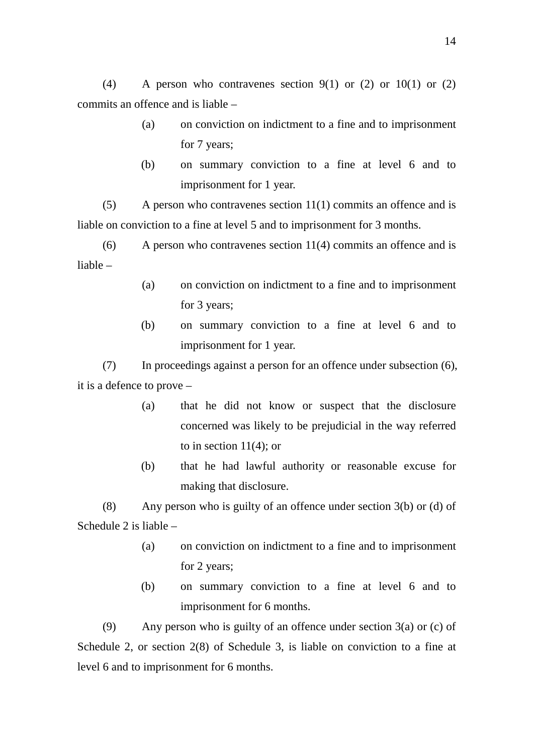(4) A person who contravenes section 9(1) or (2) or 10(1) or (2) commits an offence and is liable –

- (a) on conviction on indictment to a fine and to imprisonment for 7 years;
- (b) on summary conviction to a fine at level 6 and to imprisonment for 1 year.

(5) A person who contravenes section 11(1) commits an offence and is liable on conviction to a fine at level 5 and to imprisonment for 3 months.

(6) A person who contravenes section 11(4) commits an offence and is liable –

- (a) on conviction on indictment to a fine and to imprisonment for 3 years;
- (b) on summary conviction to a fine at level 6 and to imprisonment for 1 year.

(7) In proceedings against a person for an offence under subsection (6), it is a defence to prove –

- (a) that he did not know or suspect that the disclosure concerned was likely to be prejudicial in the way referred to in section 11(4); or
- (b) that he had lawful authority or reasonable excuse for making that disclosure.

(8) Any person who is guilty of an offence under section 3(b) or (d) of Schedule 2 is liable –

- (a) on conviction on indictment to a fine and to imprisonment for 2 years;
- (b) on summary conviction to a fine at level 6 and to imprisonment for 6 months.

(9) Any person who is guilty of an offence under section 3(a) or (c) of Schedule 2, or section 2(8) of Schedule 3, is liable on conviction to a fine at level 6 and to imprisonment for 6 months.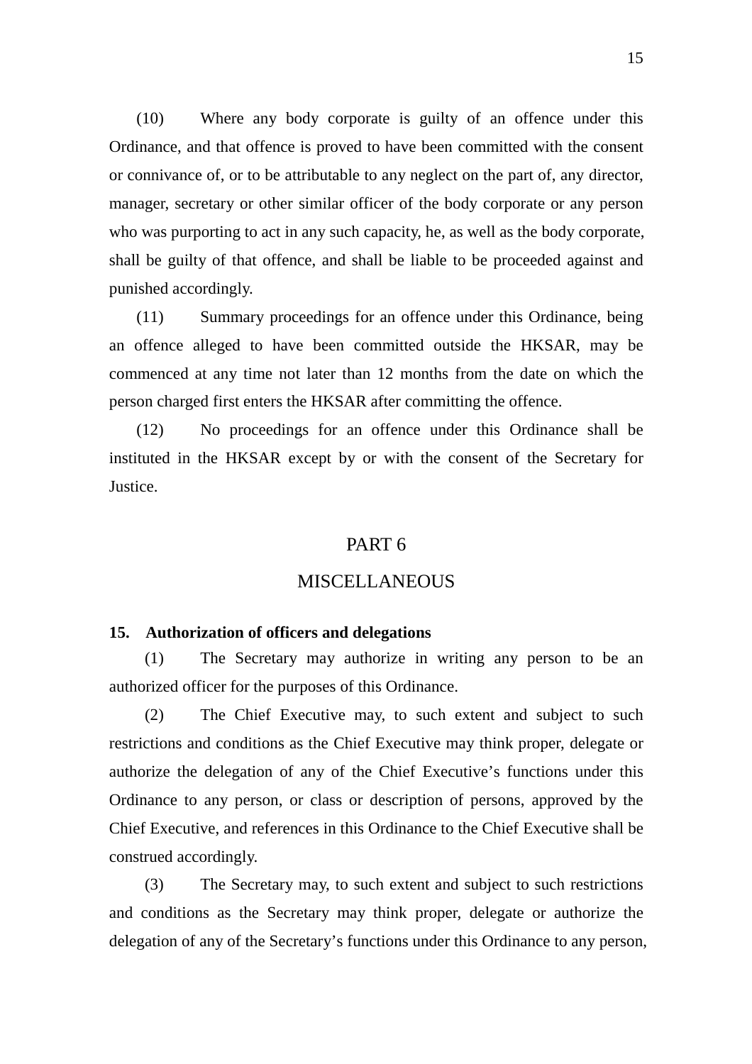(10) Where any body corporate is guilty of an offence under this Ordinance, and that offence is proved to have been committed with the consent or connivance of, or to be attributable to any neglect on the part of, any director, manager, secretary or other similar officer of the body corporate or any person who was purporting to act in any such capacity, he, as well as the body corporate, shall be guilty of that offence, and shall be liable to be proceeded against and punished accordingly.

(11) Summary proceedings for an offence under this Ordinance, being an offence alleged to have been committed outside the HKSAR, may be commenced at any time not later than 12 months from the date on which the person charged first enters the HKSAR after committing the offence.

(12) No proceedings for an offence under this Ordinance shall be instituted in the HKSAR except by or with the consent of the Secretary for Justice.

## PART 6

## MISCELLANEOUS

**15. Authorization of officers and delegations**

(1) The Secretary may authorize in writing any person to be an authorized officer for the purposes of this Ordinance.

(2) The Chief Executive may, to such extent and subject to such restrictions and conditions as the Chief Executive may think proper, delegate or authorize the delegation of any of the Chief Executive's functions under this Ordinance to any person, or class or description of persons, approved by the Chief Executive, and references in this Ordinance to the Chief Executive shall be construed accordingly.

(3) The Secretary may, to such extent and subject to such restrictions and conditions as the Secretary may think proper, delegate or authorize the delegation of any of the Secretary's functions under this Ordinance to any person,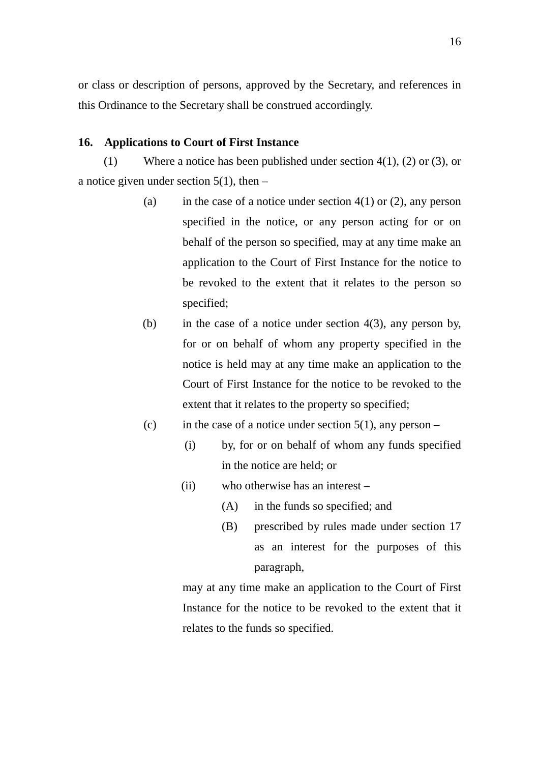or class or description of persons, approved by the Secretary, and references in this Ordinance to the Secretary shall be construed accordingly.

**16. Applications to Court of First Instance**

(1) Where a notice has been published under section 4(1), (2) or (3), or a notice given under section 5(1), then –

(a) in the case of a notice under section 4(1) or (2), any person specified in the notice, or any person acting for or on behalf of the person so specified, may at any time make an application to the Court of First Instance for the notice to be revoked to the extent that it relates to the person so specified;

(b) in the case of a notice under section 4(3), any person by, for or on behalf of whom any property specified in the notice is held may at any time make an application to the Court of First Instance for the notice to be revoked to the extent that it relates to the property so specified;

(c) in the case of a notice under section 5(1), any person –

(i) by, for or on behalf of whom any funds specified in the notice are held; or

(ii) who otherwise has an interest –

(A) in the funds so specified; and

(B) prescribed by rules made under section 17 as an interest for the purposes of this paragraph,

may at any time make an application to the Court of First Instance for the notice to be revoked to the extent that it relates to the funds so specified.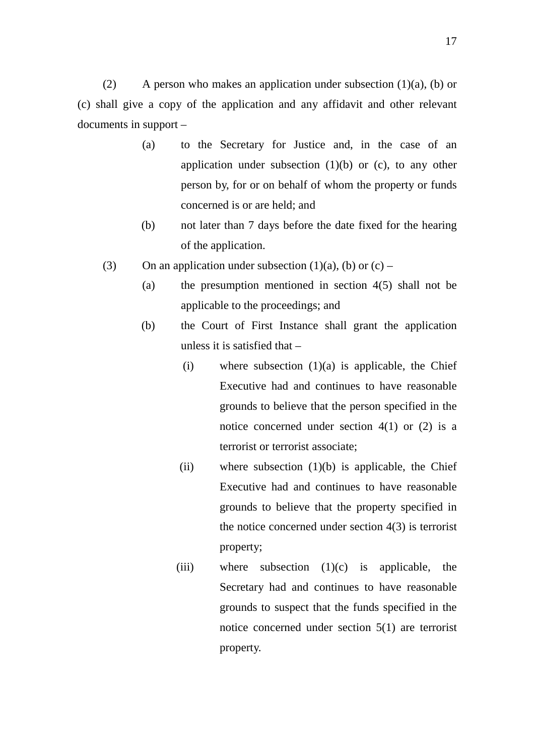(2) A person who makes an application under subsection (1)(a), (b) or (c) shall give a copy of the application and any affidavit and other relevant documents in support –

- (a) to the Secretary for Justice and, in the case of an application under subsection (1)(b) or (c), to any other person by, for or on behalf of whom the property or funds concerned is or are held; and
- (b) not later than 7 days before the date fixed for the hearing of the application.

(3) On an application under subsection (1)(a), (b) or (c) –

- (a) the presumption mentioned in section 4(5) shall not be applicable to the proceedings; and
- (b) the Court of First Instance shall grant the application unless it is satisfied that –
  - (i) where subsection (1)(a) is applicable, the Chief Executive had and continues to have reasonable grounds to believe that the person specified in the notice concerned under section 4(1) or (2) is a terrorist or terrorist associate;
  - (ii) where subsection (1)(b) is applicable, the Chief Executive had and continues to have reasonable grounds to believe that the property specified in the notice concerned under section 4(3) is terrorist property;
  - (iii) where subsection (1)(c) is applicable, the Secretary had and continues to have reasonable grounds to suspect that the funds specified in the notice concerned under section 5(1) are terrorist property.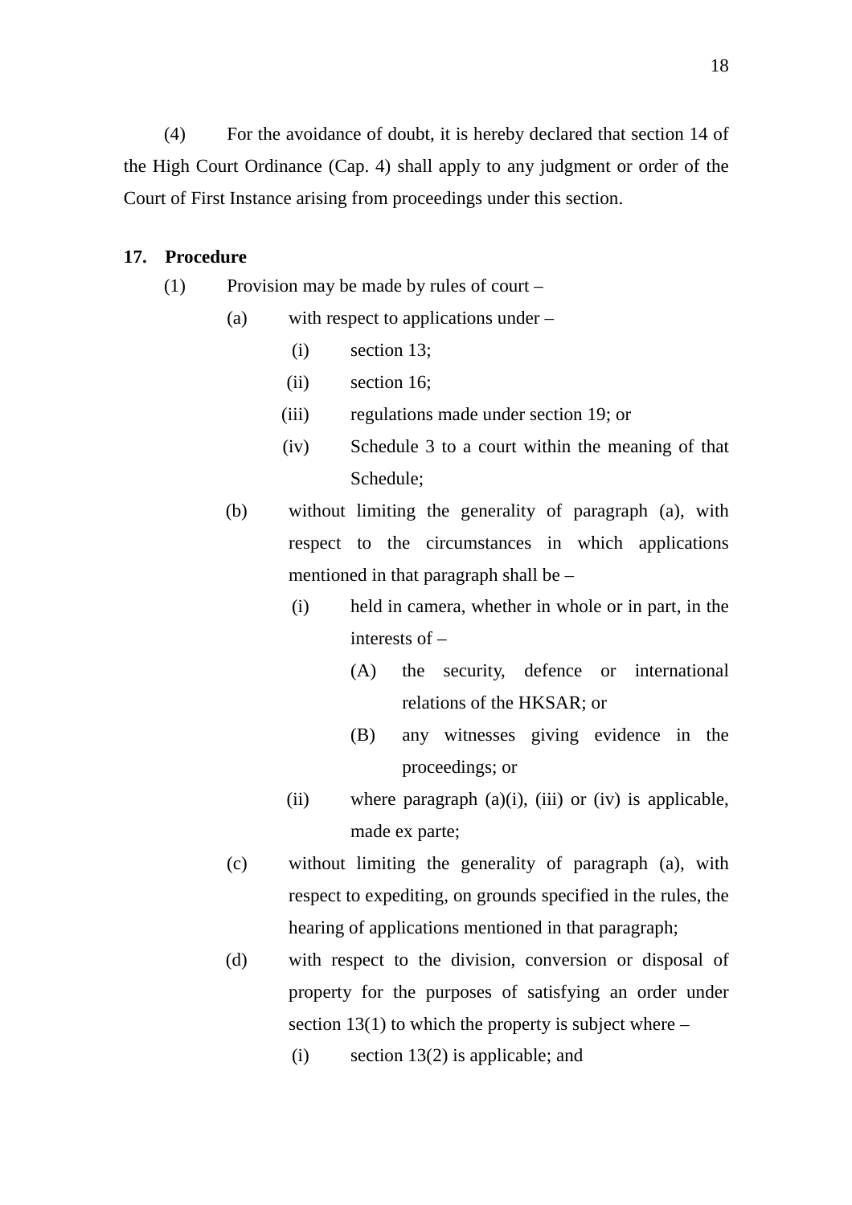(4) For the avoidance of doubt, it is hereby declared that section 14 of the High Court Ordinance (Cap. 4) shall apply to any judgment or order of the Court of First Instance arising from proceedings under this section.

**17. Procedure**

(1) Provision may be made by rules of court –

- (a) with respect to applications under –
  - (i) section 13;
  - (ii) section 16;
  - (iii) regulations made under section 19; or
  - (iv) Schedule 3 to a court within the meaning of that Schedule;
- (b) without limiting the generality of paragraph (a), with respect to the circumstances in which applications mentioned in that paragraph shall be –
  - (i) held in camera, whether in whole or in part, in the interests of –
    - (A) the security, defence or international relations of the HKSAR; or
    - (B) any witnesses giving evidence in the proceedings; or
  - (ii) where paragraph (a)(i), (iii) or (iv) is applicable, made ex parte;
- (c) without limiting the generality of paragraph (a), with respect to expediting, on grounds specified in the rules, the hearing of applications mentioned in that paragraph;
- (d) with respect to the division, conversion or disposal of property for the purposes of satisfying an order under section 13(1) to which the property is subject where –
  - (i) section 13(2) is applicable; and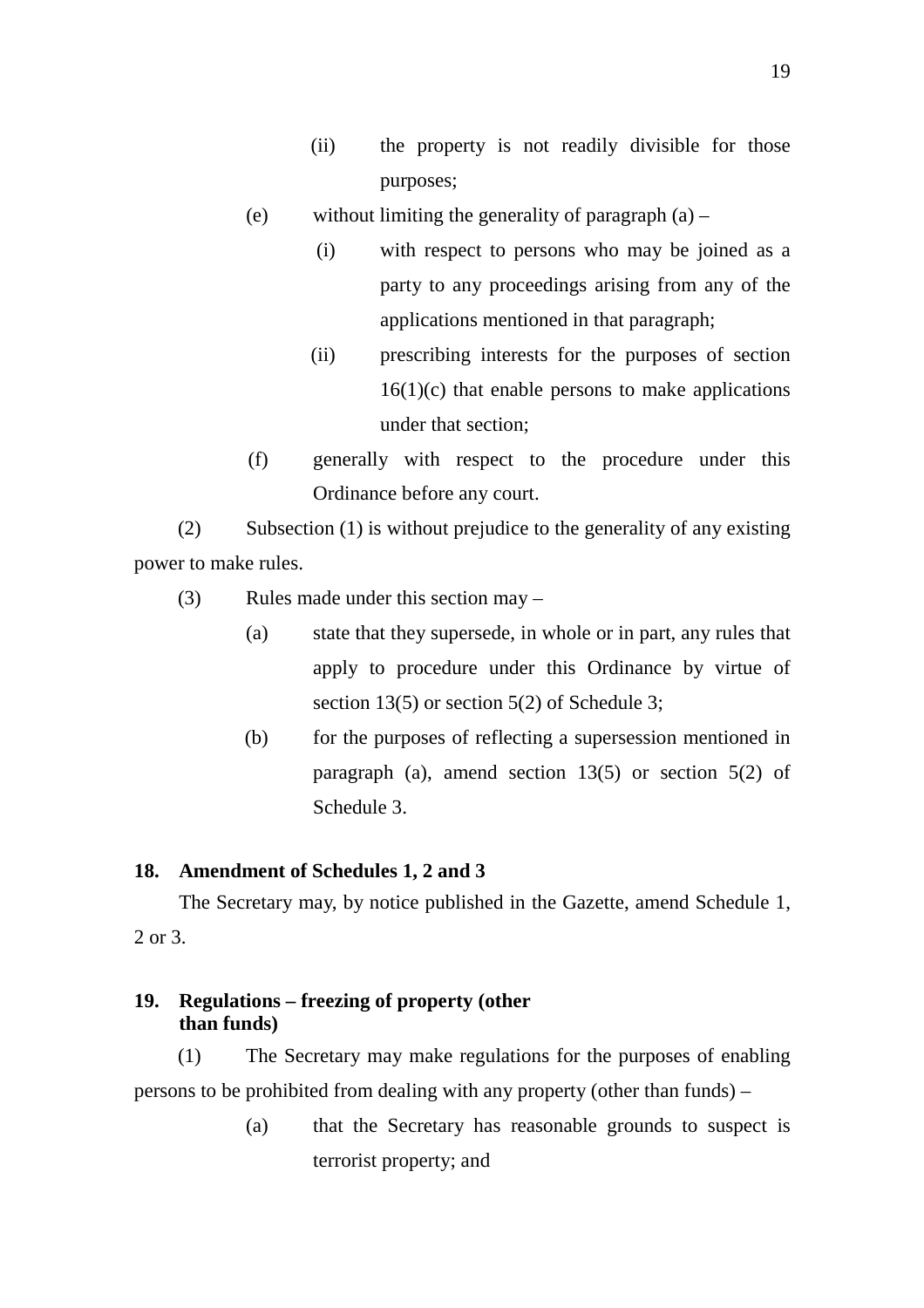(ii) the property is not readily divisible for those purposes;

(e) without limiting the generality of paragraph (a) –

(i) with respect to persons who may be joined as a party to any proceedings arising from any of the applications mentioned in that paragraph;

(ii) prescribing interests for the purposes of section 16(1)(c) that enable persons to make applications under that section;

(f) generally with respect to the procedure under this Ordinance before any court.

(2) Subsection (1) is without prejudice to the generality of any existing power to make rules.

(3) Rules made under this section may –

(a) state that they supersede, in whole or in part, any rules that apply to procedure under this Ordinance by virtue of section 13(5) or section 5(2) of Schedule 3;

(b) for the purposes of reflecting a supersession mentioned in paragraph (a), amend section 13(5) or section 5(2) of Schedule 3.

**18. Amendment of Schedules 1, 2 and 3**

The Secretary may, by notice published in the Gazette, amend Schedule 1, 2 or 3.

**19. Regulations – freezing of property (other than funds)**

(1) The Secretary may make regulations for the purposes of enabling persons to be prohibited from dealing with any property (other than funds) –

(a) that the Secretary has reasonable grounds to suspect is terrorist property; and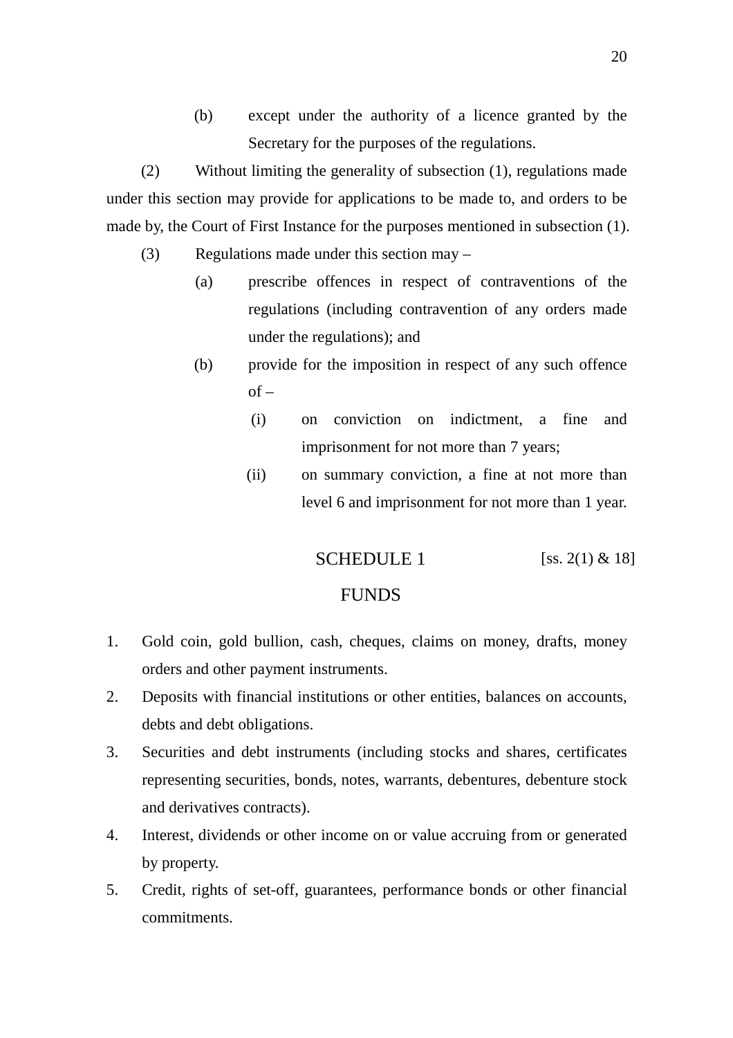(b) except under the authority of a licence granted by the Secretary for the purposes of the regulations.

(2) Without limiting the generality of subsection (1), regulations made under this section may provide for applications to be made to, and orders to be made by, the Court of First Instance for the purposes mentioned in subsection (1).

(3) Regulations made under this section may –

(a) prescribe offences in respect of contraventions of the regulations (including contravention of any orders made under the regulations); and

(b) provide for the imposition in respect of any such offence of –

(i) on conviction on indictment, a fine and imprisonment for not more than 7 years;

(ii) on summary conviction, a fine at not more than level 6 and imprisonment for not more than 1 year.

## SCHEDULE 1 [ss. 2(1) & 18]

## FUNDS

1. Gold coin, gold bullion, cash, cheques, claims on money, drafts, money orders and other payment instruments.
2. Deposits with financial institutions or other entities, balances on accounts, debts and debt obligations.
3. Securities and debt instruments (including stocks and shares, certificates representing securities, bonds, notes, warrants, debentures, debenture stock and derivatives contracts).
4. Interest, dividends or other income on or value accruing from or generated by property.
5. Credit, rights of set-off, guarantees, performance bonds or other financial commitments.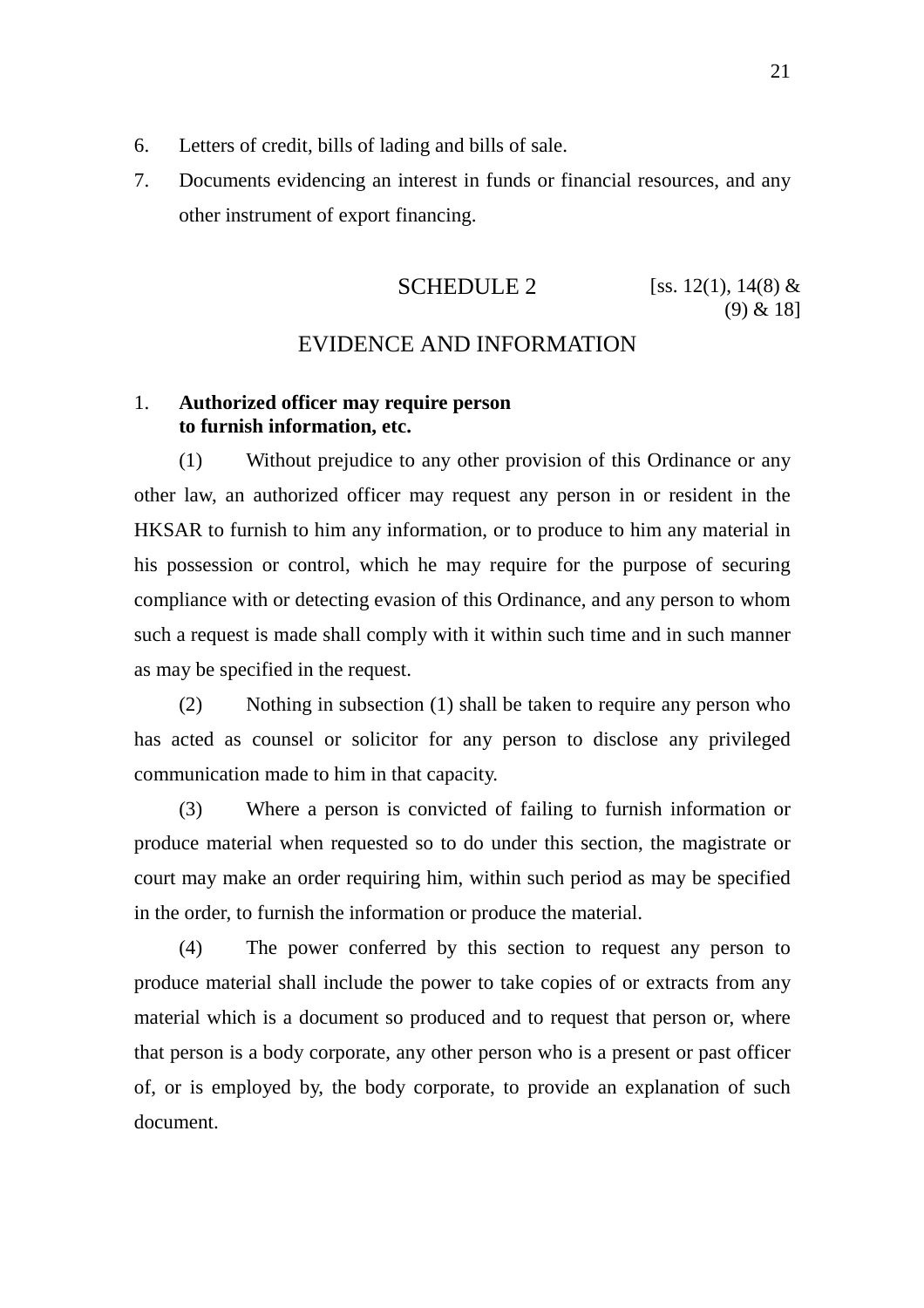6. Letters of credit, bills of lading and bills of sale.
7. Documents evidencing an interest in funds or financial resources, and any other instrument of export financing.

## SCHEDULE 2

[ss. 12(1), 14(8) & (9) & 18]

## EVIDENCE AND INFORMATION

1. **Authorized officer may require person to furnish information, etc.**

(1) Without prejudice to any other provision of this Ordinance or any other law, an authorized officer may request any person in or resident in the HKSAR to furnish to him any information, or to produce to him any material in his possession or control, which he may require for the purpose of securing compliance with or detecting evasion of this Ordinance, and any person to whom such a request is made shall comply with it within such time and in such manner as may be specified in the request.

(2) Nothing in subsection (1) shall be taken to require any person who has acted as counsel or solicitor for any person to disclose any privileged communication made to him in that capacity.

(3) Where a person is convicted of failing to furnish information or produce material when requested so to do under this section, the magistrate or court may make an order requiring him, within such period as may be specified in the order, to furnish the information or produce the material.

(4) The power conferred by this section to request any person to produce material shall include the power to take copies of or extracts from any material which is a document so produced and to request that person or, where that person is a body corporate, any other person who is a present or past officer of, or is employed by, the body corporate, to provide an explanation of such document.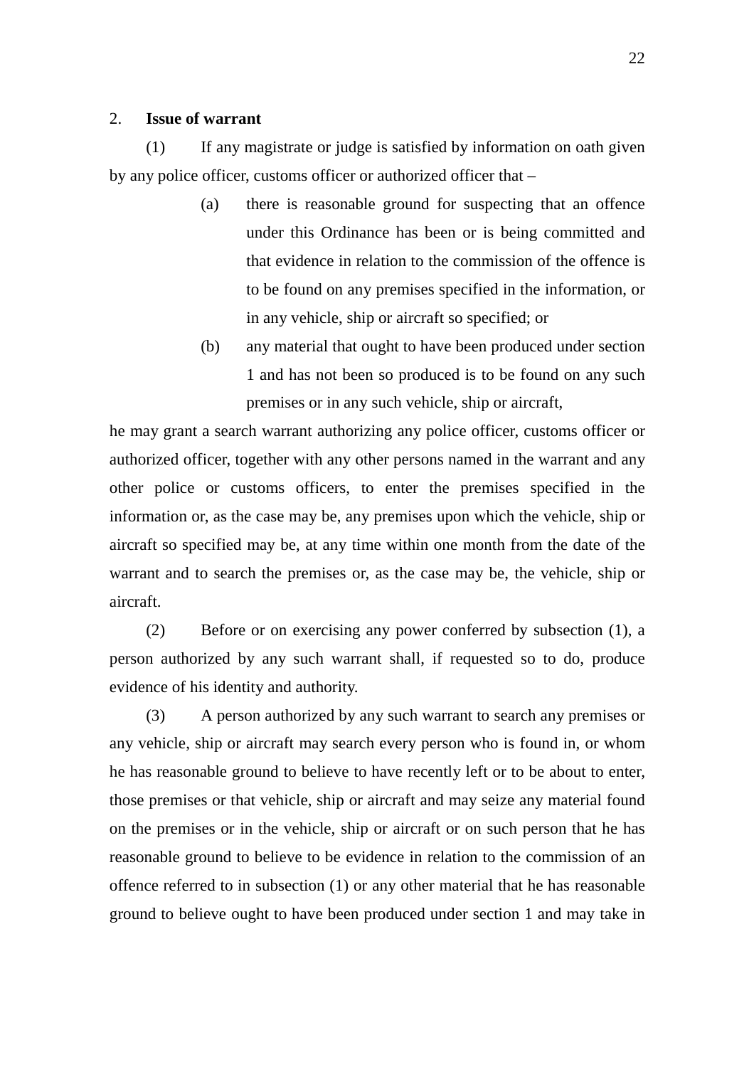2. **Issue of warrant**

(1) If any magistrate or judge is satisfied by information on oath given by any police officer, customs officer or authorized officer that –

- (a) there is reasonable ground for suspecting that an offence under this Ordinance has been or is being committed and that evidence in relation to the commission of the offence is to be found on any premises specified in the information, or in any vehicle, ship or aircraft so specified; or
- (b) any material that ought to have been produced under section 1 and has not been so produced is to be found on any such premises or in any such vehicle, ship or aircraft,

he may grant a search warrant authorizing any police officer, customs officer or authorized officer, together with any other persons named in the warrant and any other police or customs officers, to enter the premises specified in the information or, as the case may be, any premises upon which the vehicle, ship or aircraft so specified may be, at any time within one month from the date of the warrant and to search the premises or, as the case may be, the vehicle, ship or aircraft.

(2) Before or on exercising any power conferred by subsection (1), a person authorized by any such warrant shall, if requested so to do, produce evidence of his identity and authority.

(3) A person authorized by any such warrant to search any premises or any vehicle, ship or aircraft may search every person who is found in, or whom he has reasonable ground to believe to have recently left or to be about to enter, those premises or that vehicle, ship or aircraft and may seize any material found on the premises or in the vehicle, ship or aircraft or on such person that he has reasonable ground to believe to be evidence in relation to the commission of an offence referred to in subsection (1) or any other material that he has reasonable ground to believe ought to have been produced under section 1 and may take in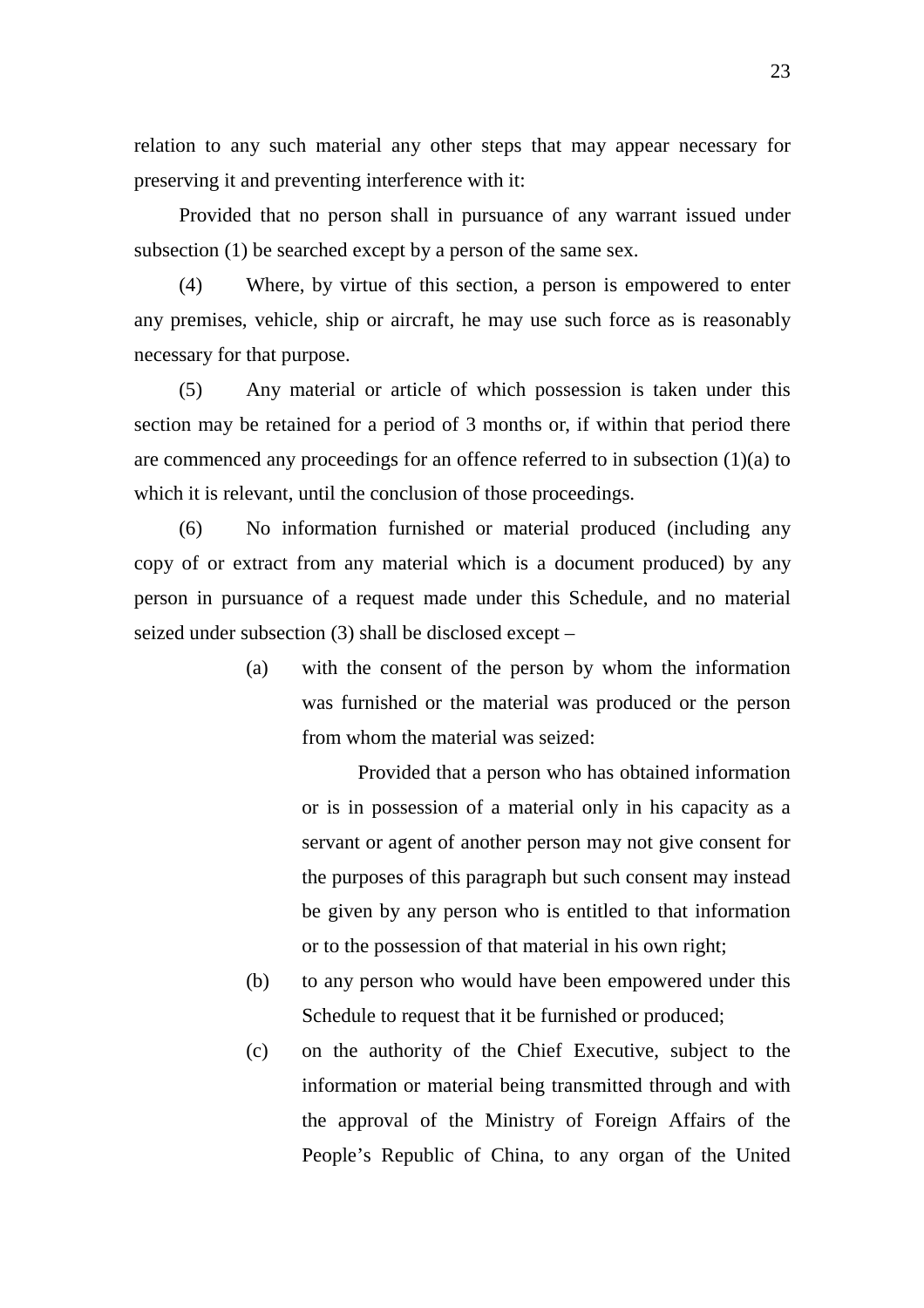relation to any such material any other steps that may appear necessary for preserving it and preventing interference with it:

Provided that no person shall in pursuance of any warrant issued under subsection (1) be searched except by a person of the same sex.

(4) Where, by virtue of this section, a person is empowered to enter any premises, vehicle, ship or aircraft, he may use such force as is reasonably necessary for that purpose.

(5) Any material or article of which possession is taken under this section may be retained for a period of 3 months or, if within that period there are commenced any proceedings for an offence referred to in subsection (1)(a) to which it is relevant, until the conclusion of those proceedings.

(6) No information furnished or material produced (including any copy of or extract from any material which is a document produced) by any person in pursuance of a request made under this Schedule, and no material seized under subsection (3) shall be disclosed except –

(a) with the consent of the person by whom the information was furnished or the material was produced or the person from whom the material was seized:

Provided that a person who has obtained information or is in possession of a material only in his capacity as a servant or agent of another person may not give consent for the purposes of this paragraph but such consent may instead be given by any person who is entitled to that information or to the possession of that material in his own right;

(b) to any person who would have been empowered under this Schedule to request that it be furnished or produced;

(c) on the authority of the Chief Executive, subject to the information or material being transmitted through and with the approval of the Ministry of Foreign Affairs of the People's Republic of China, to any organ of the United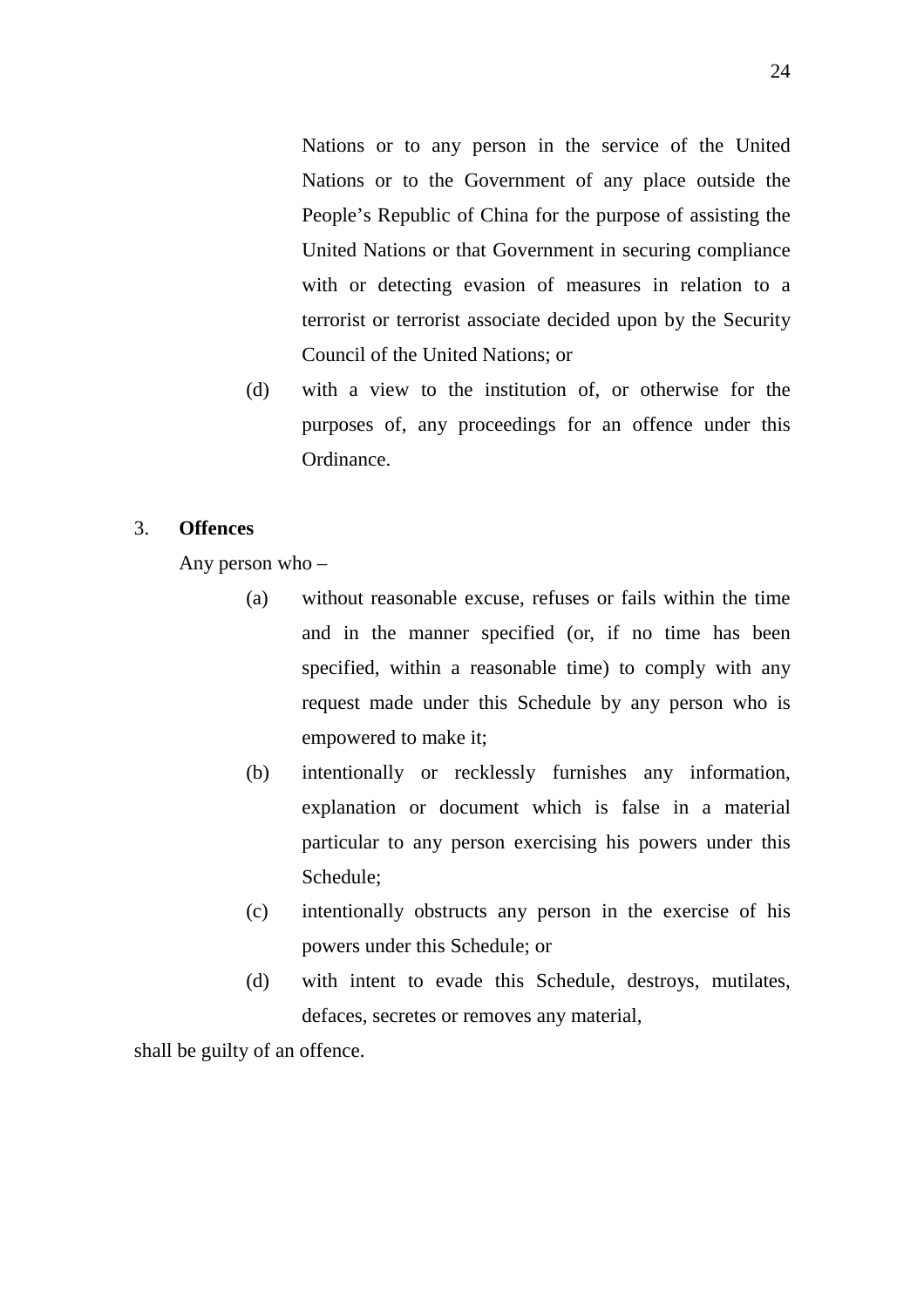Nations or to any person in the service of the United Nations or to the Government of any place outside the People's Republic of China for the purpose of assisting the United Nations or that Government in securing compliance with or detecting evasion of measures in relation to a terrorist or terrorist associate decided upon by the Security Council of the United Nations; or

(d) with a view to the institution of, or otherwise for the purposes of, any proceedings for an offence under this Ordinance.

3. **Offences**

Any person who –

(a) without reasonable excuse, refuses or fails within the time and in the manner specified (or, if no time has been specified, within a reasonable time) to comply with any request made under this Schedule by any person who is empowered to make it;

(b) intentionally or recklessly furnishes any information, explanation or document which is false in a material particular to any person exercising his powers under this Schedule;

(c) intentionally obstructs any person in the exercise of his powers under this Schedule; or

(d) with intent to evade this Schedule, destroys, mutilates, defaces, secretes or removes any material,

shall be guilty of an offence.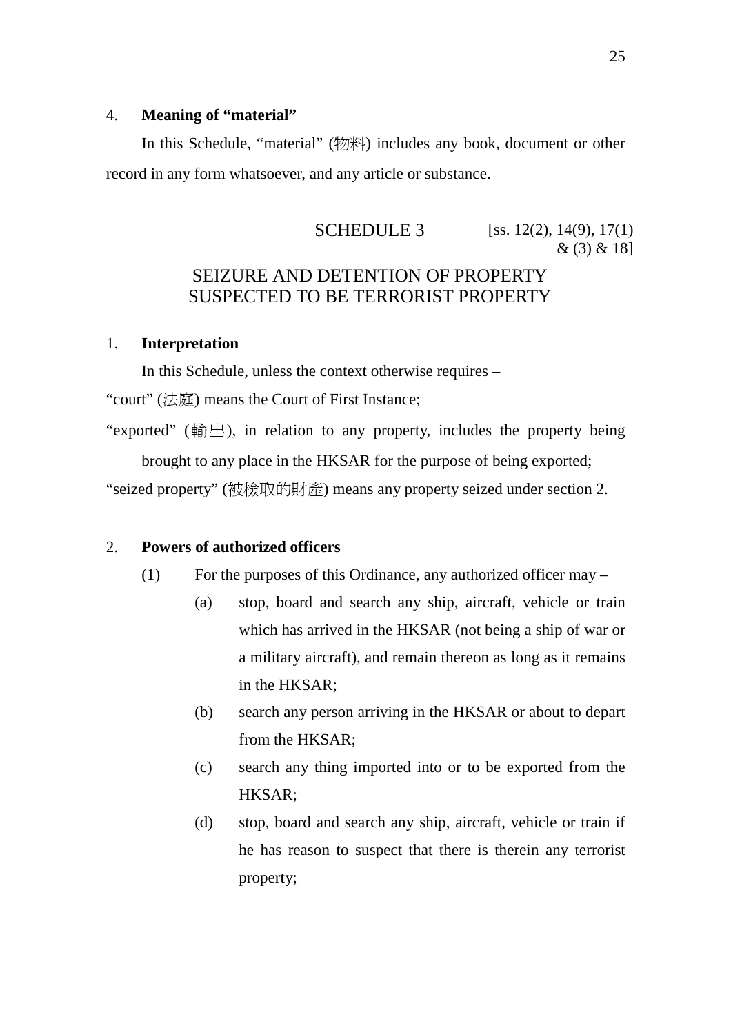4. **Meaning of "material"**

In this Schedule, "material" (物料) includes any book, document or other record in any form whatsoever, and any article or substance.

## SCHEDULE 3

[ss. 12(2), 14(9), 17(1) & (3) & 18]

## SEIZURE AND DETENTION OF PROPERTY SUSPECTED TO BE TERRORIST PROPERTY

1. **Interpretation**

In this Schedule, unless the context otherwise requires –

"court" (法庭) means the Court of First Instance;

"exported" (輸出), in relation to any property, includes the property being brought to any place in the HKSAR for the purpose of being exported;

"seized property" (被檢取的財產) means any property seized under section 2.

2. **Powers of authorized officers**

(1) For the purposes of this Ordinance, any authorized officer may –

(a) stop, board and search any ship, aircraft, vehicle or train which has arrived in the HKSAR (not being a ship of war or a military aircraft), and remain thereon as long as it remains in the HKSAR;

(b) search any person arriving in the HKSAR or about to depart from the HKSAR;

(c) search any thing imported into or to be exported from the HKSAR;

(d) stop, board and search any ship, aircraft, vehicle or train if he has reason to suspect that there is therein any terrorist property;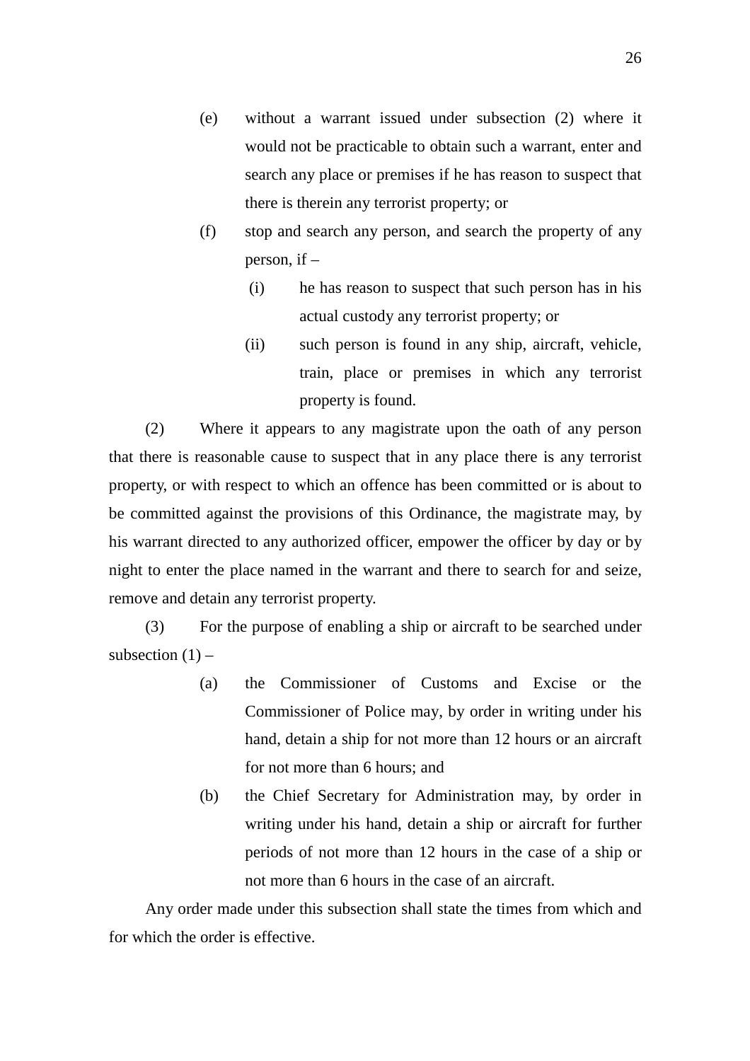(e) without a warrant issued under subsection (2) where it would not be practicable to obtain such a warrant, enter and search any place or premises if he has reason to suspect that there is therein any terrorist property; or

(f) stop and search any person, and search the property of any person, if –

(i) he has reason to suspect that such person has in his actual custody any terrorist property; or

(ii) such person is found in any ship, aircraft, vehicle, train, place or premises in which any terrorist property is found.

(2) Where it appears to any magistrate upon the oath of any person that there is reasonable cause to suspect that in any place there is any terrorist property, or with respect to which an offence has been committed or is about to be committed against the provisions of this Ordinance, the magistrate may, by his warrant directed to any authorized officer, empower the officer by day or by night to enter the place named in the warrant and there to search for and seize, remove and detain any terrorist property.

(3) For the purpose of enabling a ship or aircraft to be searched under subsection (1) –

(a) the Commissioner of Customs and Excise or the Commissioner of Police may, by order in writing under his hand, detain a ship for not more than 12 hours or an aircraft for not more than 6 hours; and

(b) the Chief Secretary for Administration may, by order in writing under his hand, detain a ship or aircraft for further periods of not more than 12 hours in the case of a ship or not more than 6 hours in the case of an aircraft.

Any order made under this subsection shall state the times from which and for which the order is effective.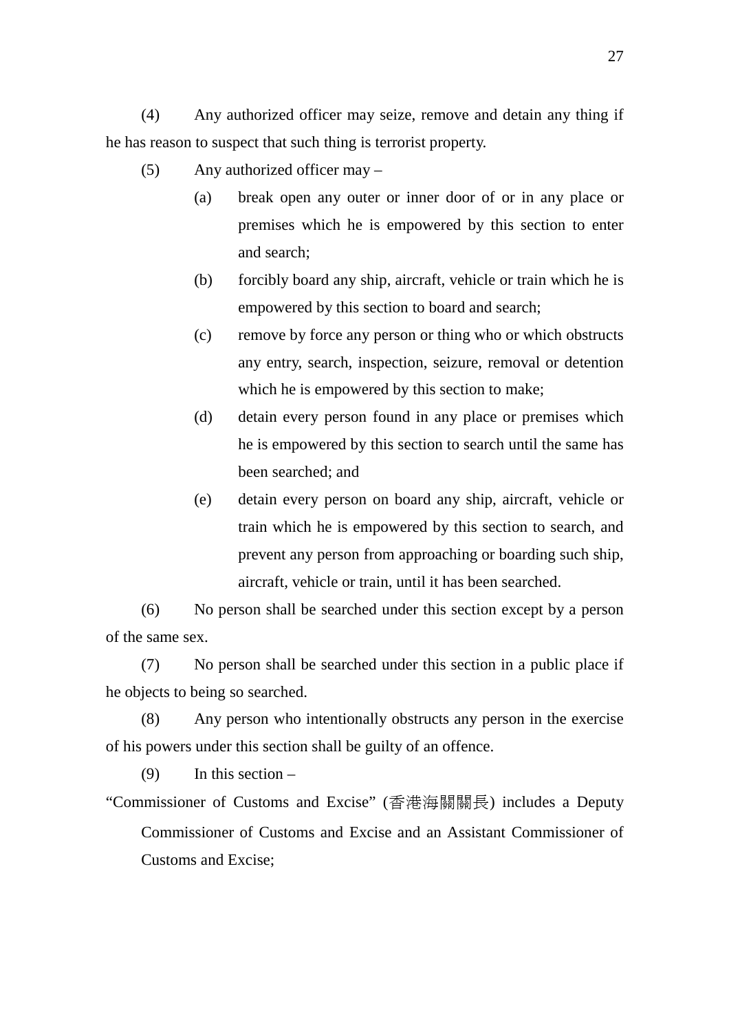(4) Any authorized officer may seize, remove and detain any thing if he has reason to suspect that such thing is terrorist property.

(5) Any authorized officer may –

  (a) break open any outer or inner door of or in any place or premises which he is empowered by this section to enter and search;

  (b) forcibly board any ship, aircraft, vehicle or train which he is empowered by this section to board and search;

  (c) remove by force any person or thing who or which obstructs any entry, search, inspection, seizure, removal or detention which he is empowered by this section to make;

  (d) detain every person found in any place or premises which he is empowered by this section to search until the same has been searched; and

  (e) detain every person on board any ship, aircraft, vehicle or train which he is empowered by this section to search, and prevent any person from approaching or boarding such ship, aircraft, vehicle or train, until it has been searched.

(6) No person shall be searched under this section except by a person of the same sex.

(7) No person shall be searched under this section in a public place if he objects to being so searched.

(8) Any person who intentionally obstructs any person in the exercise of his powers under this section shall be guilty of an offence.

(9) In this section –

"Commissioner of Customs and Excise" (香港海關關長) includes a Deputy Commissioner of Customs and Excise and an Assistant Commissioner of Customs and Excise;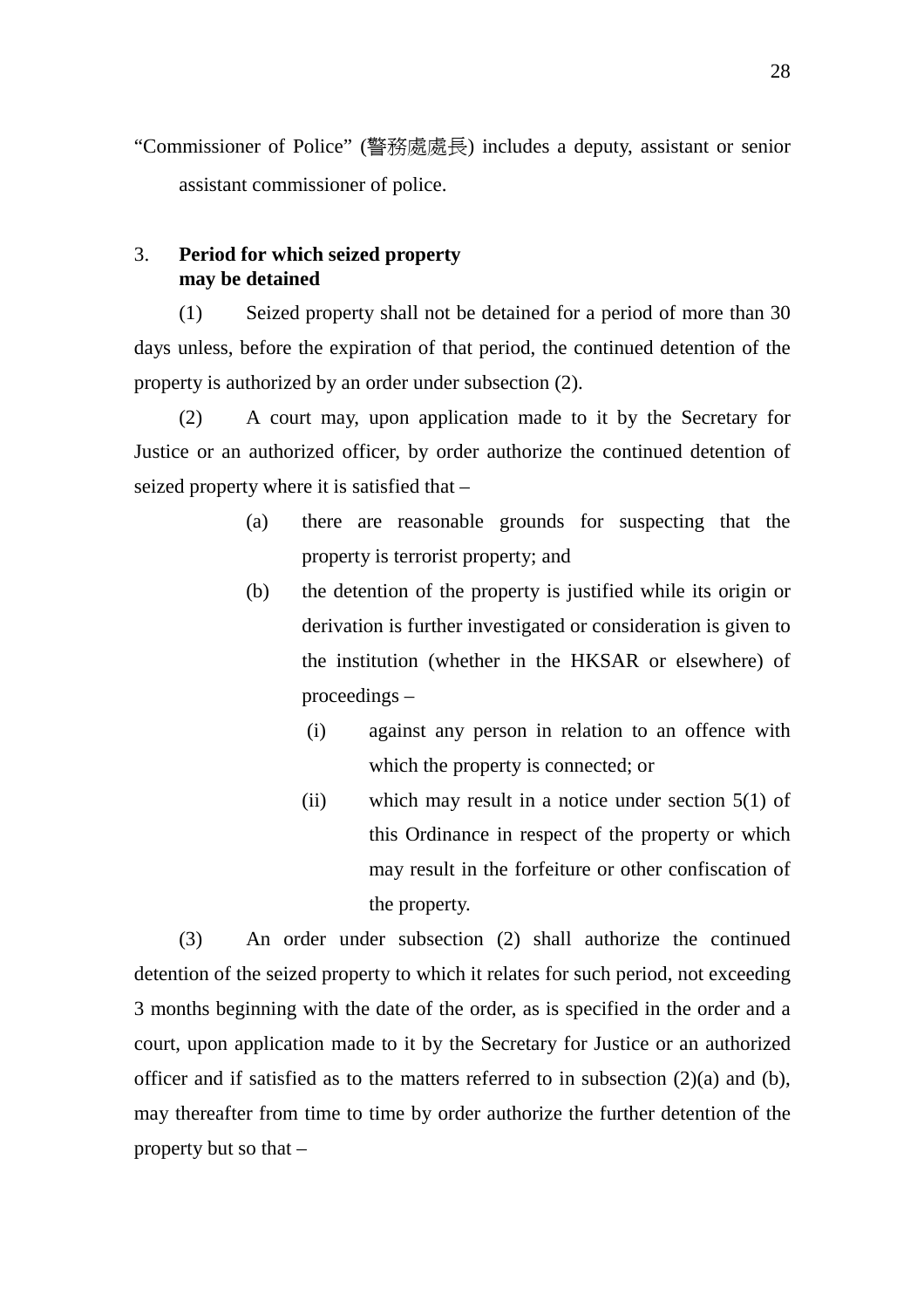"Commissioner of Police" (警務處處長) includes a deputy, assistant or senior assistant commissioner of police.

### 3. Period for which seized property may be detained

(1) Seized property shall not be detained for a period of more than 30 days unless, before the expiration of that period, the continued detention of the property is authorized by an order under subsection (2).

(2) A court may, upon application made to it by the Secretary for Justice or an authorized officer, by order authorize the continued detention of seized property where it is satisfied that –

- (a) there are reasonable grounds for suspecting that the property is terrorist property; and
- (b) the detention of the property is justified while its origin or derivation is further investigated or consideration is given to the institution (whether in the HKSAR or elsewhere) of proceedings –
  - (i) against any person in relation to an offence with which the property is connected; or
  - (ii) which may result in a notice under section 5(1) of this Ordinance in respect of the property or which may result in the forfeiture or other confiscation of the property.

(3) An order under subsection (2) shall authorize the continued detention of the seized property to which it relates for such period, not exceeding 3 months beginning with the date of the order, as is specified in the order and a court, upon application made to it by the Secretary for Justice or an authorized officer and if satisfied as to the matters referred to in subsection (2)(a) and (b), may thereafter from time to time by order authorize the further detention of the property but so that –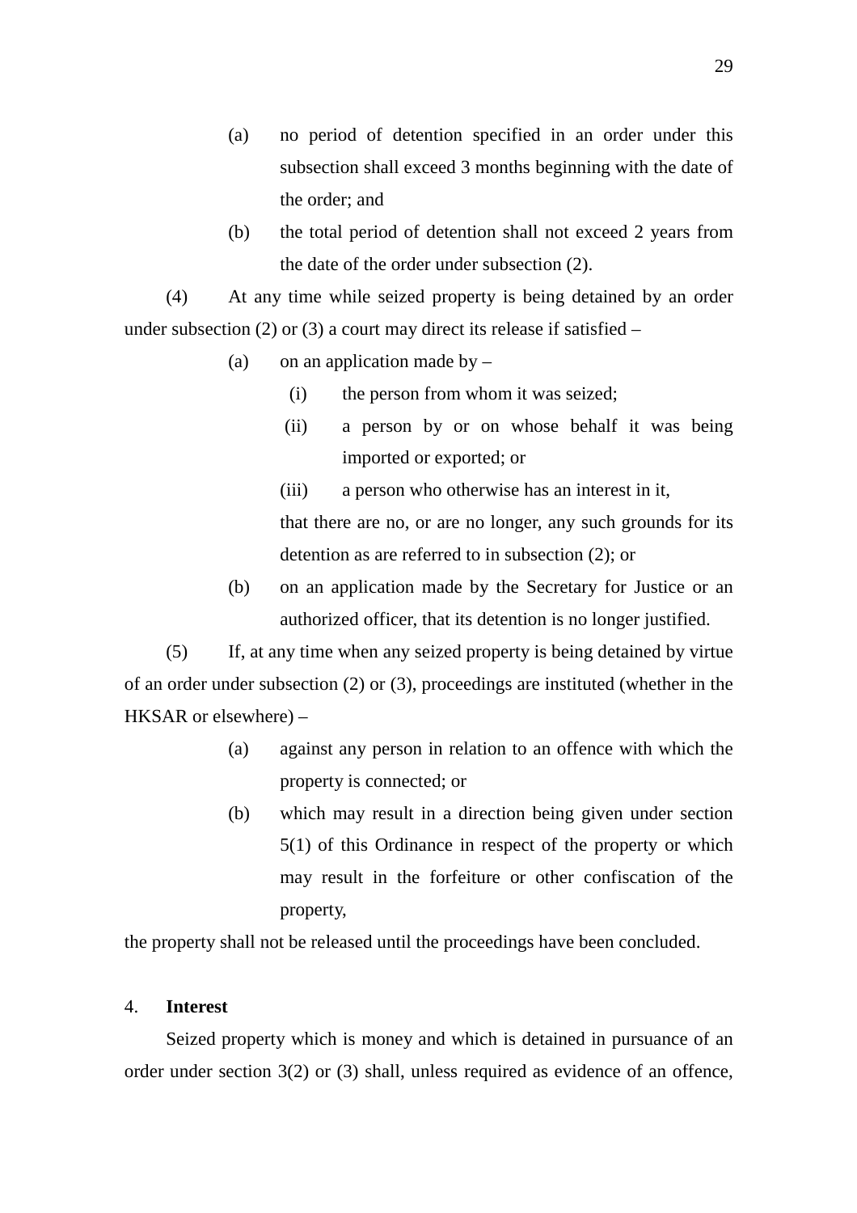(a) no period of detention specified in an order under this subsection shall exceed 3 months beginning with the date of the order; and

(b) the total period of detention shall not exceed 2 years from the date of the order under subsection (2).

(4) At any time while seized property is being detained by an order under subsection (2) or (3) a court may direct its release if satisfied –

(a) on an application made by –

(i) the person from whom it was seized;

(ii) a person by or on whose behalf it was being imported or exported; or

(iii) a person who otherwise has an interest in it,

that there are no, or are no longer, any such grounds for its detention as are referred to in subsection (2); or

(b) on an application made by the Secretary for Justice or an authorized officer, that its detention is no longer justified.

(5) If, at any time when any seized property is being detained by virtue of an order under subsection (2) or (3), proceedings are instituted (whether in the HKSAR or elsewhere) –

(a) against any person in relation to an offence with which the property is connected; or

(b) which may result in a direction being given under section 5(1) of this Ordinance in respect of the property or which may result in the forfeiture or other confiscation of the property,

the property shall not be released until the proceedings have been concluded.

4. **Interest**

Seized property which is money and which is detained in pursuance of an order under section 3(2) or (3) shall, unless required as evidence of an offence,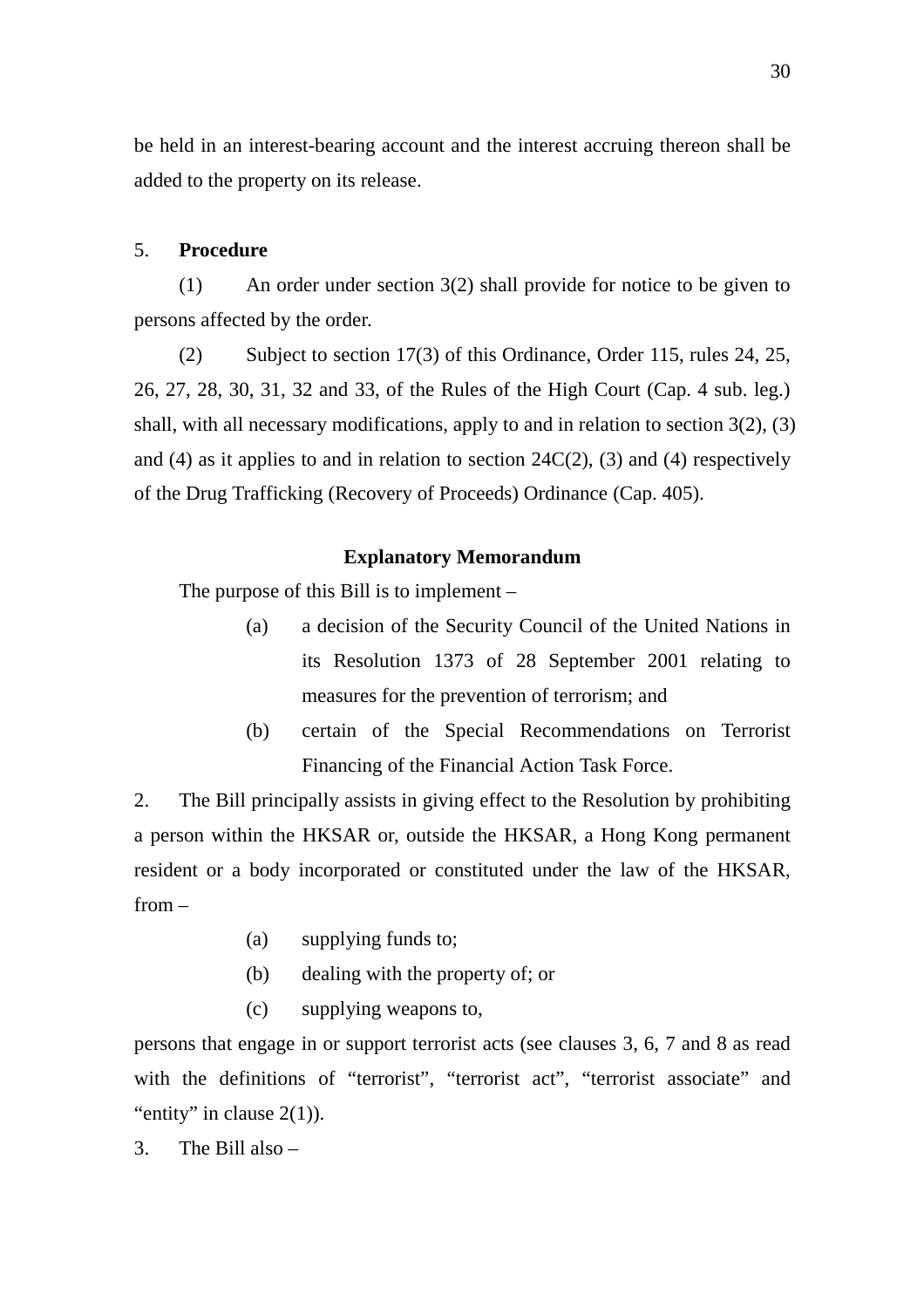be held in an interest-bearing account and the interest accruing thereon shall be added to the property on its release.

5. **Procedure**

(1) An order under section 3(2) shall provide for notice to be given to persons affected by the order.

(2) Subject to section 17(3) of this Ordinance, Order 115, rules 24, 25, 26, 27, 28, 30, 31, 32 and 33, of the Rules of the High Court (Cap. 4 sub. leg.) shall, with all necessary modifications, apply to and in relation to section 3(2), (3) and (4) as it applies to and in relation to section 24C(2), (3) and (4) respectively of the Drug Trafficking (Recovery of Proceeds) Ordinance (Cap. 405).

## Explanatory Memorandum

The purpose of this Bill is to implement –

(a) a decision of the Security Council of the United Nations in its Resolution 1373 of 28 September 2001 relating to measures for the prevention of terrorism; and

(b) certain of the Special Recommendations on Terrorist Financing of the Financial Action Task Force.

2. The Bill principally assists in giving effect to the Resolution by prohibiting a person within the HKSAR or, outside the HKSAR, a Hong Kong permanent resident or a body incorporated or constituted under the law of the HKSAR, from –

(a) supplying funds to;

(b) dealing with the property of; or

(c) supplying weapons to,

persons that engage in or support terrorist acts (see clauses 3, 6, 7 and 8 as read with the definitions of "terrorist", "terrorist act", "terrorist associate" and "entity" in clause 2(1)).

3. The Bill also –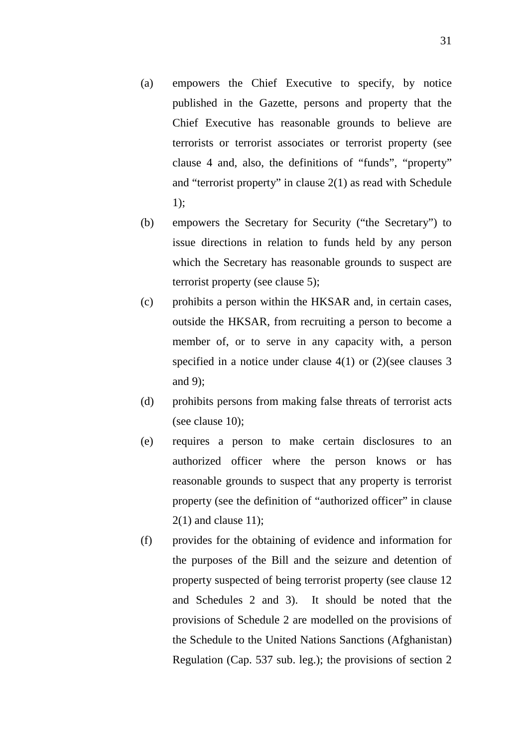(a) empowers the Chief Executive to specify, by notice published in the Gazette, persons and property that the Chief Executive has reasonable grounds to believe are terrorists or terrorist associates or terrorist property (see clause 4 and, also, the definitions of "funds", "property" and "terrorist property" in clause 2(1) as read with Schedule 1);

(b) empowers the Secretary for Security ("the Secretary") to issue directions in relation to funds held by any person which the Secretary has reasonable grounds to suspect are terrorist property (see clause 5);

(c) prohibits a person within the HKSAR and, in certain cases, outside the HKSAR, from recruiting a person to become a member of, or to serve in any capacity with, a person specified in a notice under clause 4(1) or (2)(see clauses 3 and 9);

(d) prohibits persons from making false threats of terrorist acts (see clause 10);

(e) requires a person to make certain disclosures to an authorized officer where the person knows or has reasonable grounds to suspect that any property is terrorist property (see the definition of "authorized officer" in clause 2(1) and clause 11);

(f) provides for the obtaining of evidence and information for the purposes of the Bill and the seizure and detention of property suspected of being terrorist property (see clause 12 and Schedules 2 and 3). It should be noted that the provisions of Schedule 2 are modelled on the provisions of the Schedule to the United Nations Sanctions (Afghanistan) Regulation (Cap. 537 sub. leg.); the provisions of section 2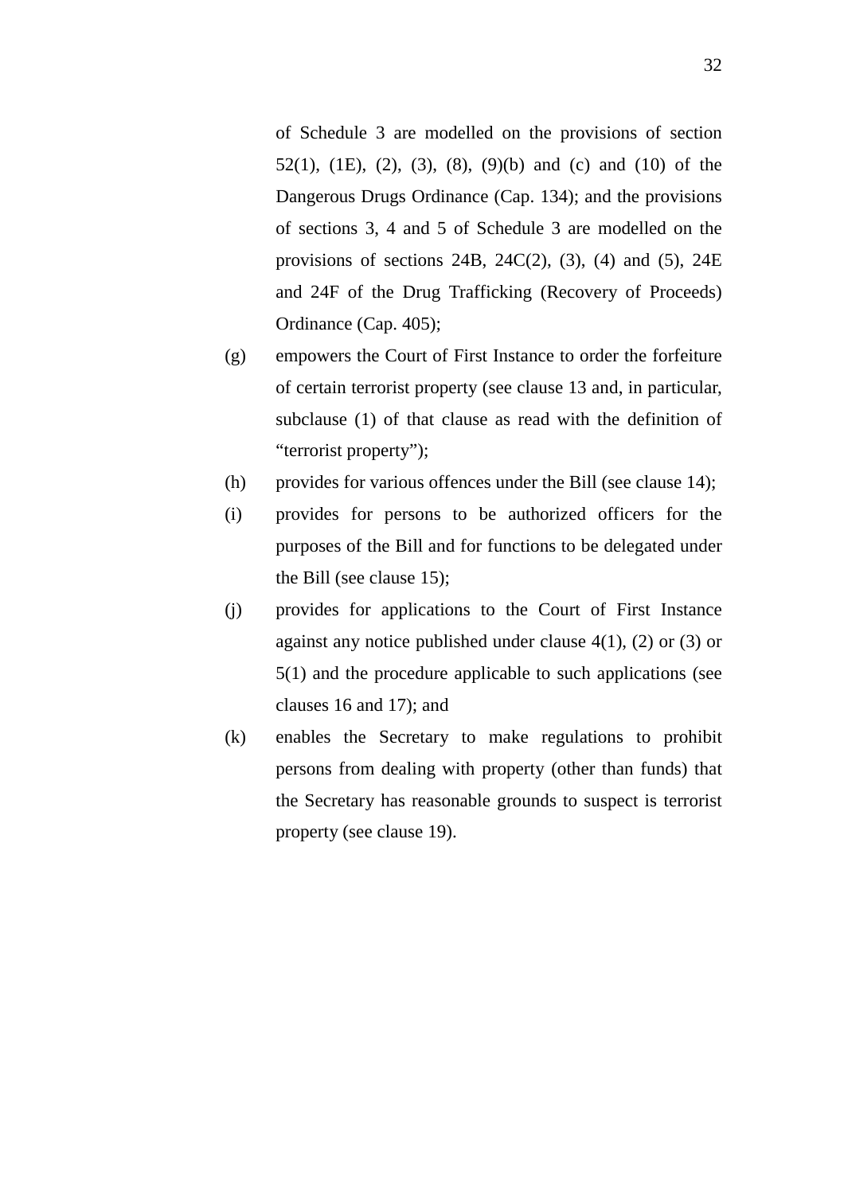of Schedule 3 are modelled on the provisions of section 52(1), (1E), (2), (3), (8), (9)(b) and (c) and (10) of the Dangerous Drugs Ordinance (Cap. 134); and the provisions of sections 3, 4 and 5 of Schedule 3 are modelled on the provisions of sections 24B, 24C(2), (3), (4) and (5), 24E and 24F of the Drug Trafficking (Recovery of Proceeds) Ordinance (Cap. 405);

(g) empowers the Court of First Instance to order the forfeiture of certain terrorist property (see clause 13 and, in particular, subclause (1) of that clause as read with the definition of "terrorist property");

(h) provides for various offences under the Bill (see clause 14);

(i) provides for persons to be authorized officers for the purposes of the Bill and for functions to be delegated under the Bill (see clause 15);

(j) provides for applications to the Court of First Instance against any notice published under clause 4(1), (2) or (3) or 5(1) and the procedure applicable to such applications (see clauses 16 and 17); and

(k) enables the Secretary to make regulations to prohibit persons from dealing with property (other than funds) that the Secretary has reasonable grounds to suspect is terrorist property (see clause 19).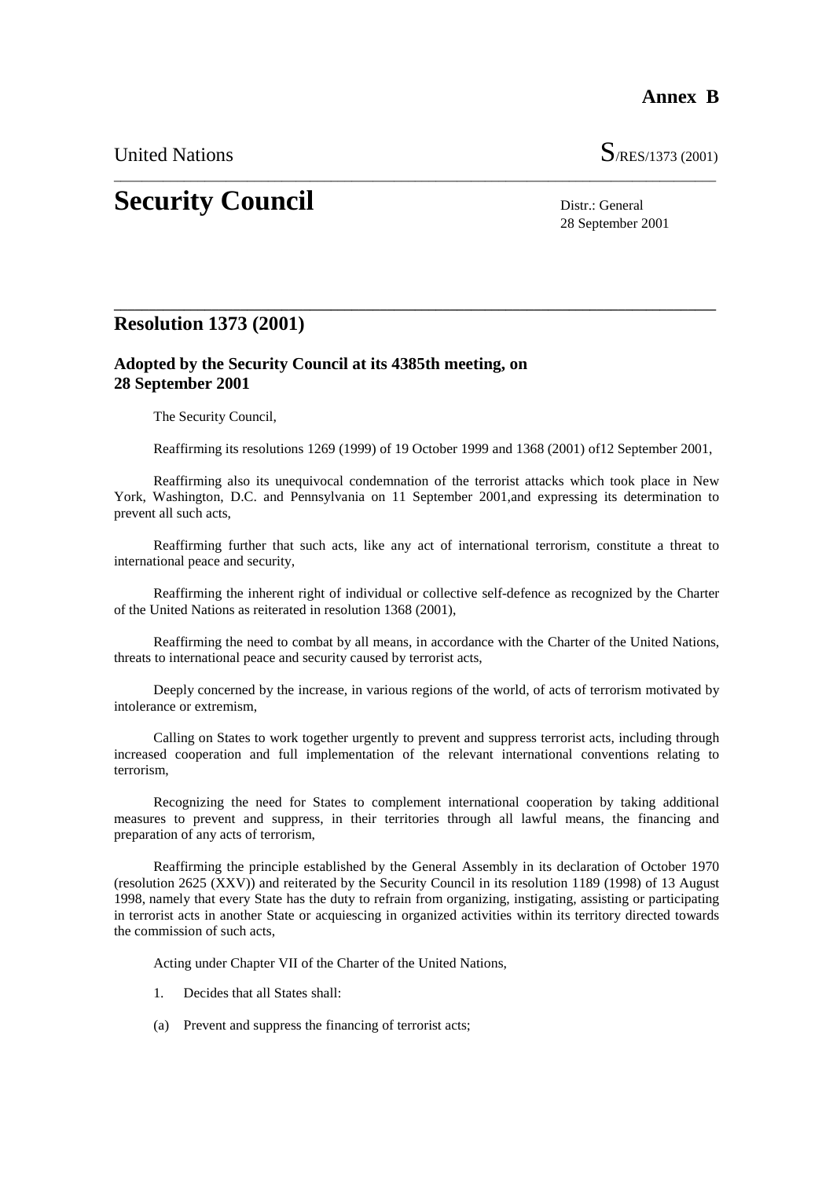**Annex B**

United Nations S/RES/1373 (2001)

# Security Council

Distr.: General
28 September 2001

## Resolution 1373 (2001)

### Adopted by the Security Council at its 4385th meeting, on 28 September 2001

The Security Council,

Reaffirming its resolutions 1269 (1999) of 19 October 1999 and 1368 (2001) of12 September 2001,

Reaffirming also its unequivocal condemnation of the terrorist attacks which took place in New York, Washington, D.C. and Pennsylvania on 11 September 2001,and expressing its determination to prevent all such acts,

Reaffirming further that such acts, like any act of international terrorism, constitute a threat to international peace and security,

Reaffirming the inherent right of individual or collective self-defence as recognized by the Charter of the United Nations as reiterated in resolution 1368 (2001),

Reaffirming the need to combat by all means, in accordance with the Charter of the United Nations, threats to international peace and security caused by terrorist acts,

Deeply concerned by the increase, in various regions of the world, of acts of terrorism motivated by intolerance or extremism,

Calling on States to work together urgently to prevent and suppress terrorist acts, including through increased cooperation and full implementation of the relevant international conventions relating to terrorism,

Recognizing the need for States to complement international cooperation by taking additional measures to prevent and suppress, in their territories through all lawful means, the financing and preparation of any acts of terrorism,

Reaffirming the principle established by the General Assembly in its declaration of October 1970 (resolution 2625 (XXV)) and reiterated by the Security Council in its resolution 1189 (1998) of 13 August 1998, namely that every State has the duty to refrain from organizing, instigating, assisting or participating in terrorist acts in another State or acquiescing in organized activities within its territory directed towards the commission of such acts,

Acting under Chapter VII of the Charter of the United Nations,

1. Decides that all States shall:

(a) Prevent and suppress the financing of terrorist acts;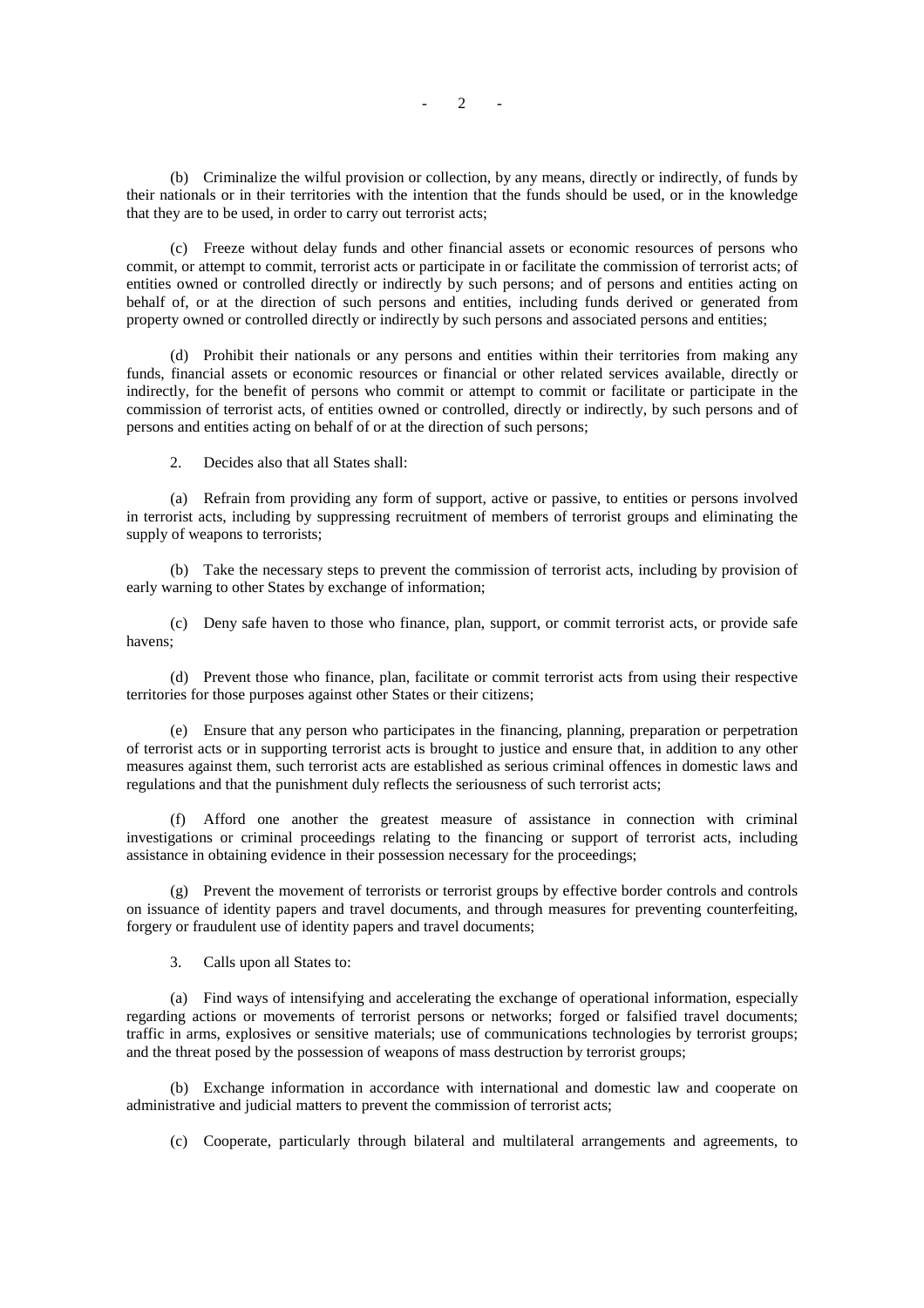(b) Criminalize the wilful provision or collection, by any means, directly or indirectly, of funds by their nationals or in their territories with the intention that the funds should be used, or in the knowledge that they are to be used, in order to carry out terrorist acts;

(c) Freeze without delay funds and other financial assets or economic resources of persons who commit, or attempt to commit, terrorist acts or participate in or facilitate the commission of terrorist acts; of entities owned or controlled directly or indirectly by such persons; and of persons and entities acting on behalf of, or at the direction of such persons and entities, including funds derived or generated from property owned or controlled directly or indirectly by such persons and associated persons and entities;

(d) Prohibit their nationals or any persons and entities within their territories from making any funds, financial assets or economic resources or financial or other related services available, directly or indirectly, for the benefit of persons who commit or attempt to commit or facilitate or participate in the commission of terrorist acts, of entities owned or controlled, directly or indirectly, by such persons and of persons and entities acting on behalf of or at the direction of such persons;

2. Decides also that all States shall:

(a) Refrain from providing any form of support, active or passive, to entities or persons involved in terrorist acts, including by suppressing recruitment of members of terrorist groups and eliminating the supply of weapons to terrorists;

(b) Take the necessary steps to prevent the commission of terrorist acts, including by provision of early warning to other States by exchange of information;

(c) Deny safe haven to those who finance, plan, support, or commit terrorist acts, or provide safe havens;

(d) Prevent those who finance, plan, facilitate or commit terrorist acts from using their respective territories for those purposes against other States or their citizens;

(e) Ensure that any person who participates in the financing, planning, preparation or perpetration of terrorist acts or in supporting terrorist acts is brought to justice and ensure that, in addition to any other measures against them, such terrorist acts are established as serious criminal offences in domestic laws and regulations and that the punishment duly reflects the seriousness of such terrorist acts;

(f) Afford one another the greatest measure of assistance in connection with criminal investigations or criminal proceedings relating to the financing or support of terrorist acts, including assistance in obtaining evidence in their possession necessary for the proceedings;

(g) Prevent the movement of terrorists or terrorist groups by effective border controls and controls on issuance of identity papers and travel documents, and through measures for preventing counterfeiting, forgery or fraudulent use of identity papers and travel documents;

3. Calls upon all States to:

(a) Find ways of intensifying and accelerating the exchange of operational information, especially regarding actions or movements of terrorist persons or networks; forged or falsified travel documents; traffic in arms, explosives or sensitive materials; use of communications technologies by terrorist groups; and the threat posed by the possession of weapons of mass destruction by terrorist groups;

(b) Exchange information in accordance with international and domestic law and cooperate on administrative and judicial matters to prevent the commission of terrorist acts;

(c) Cooperate, particularly through bilateral and multilateral arrangements and agreements, to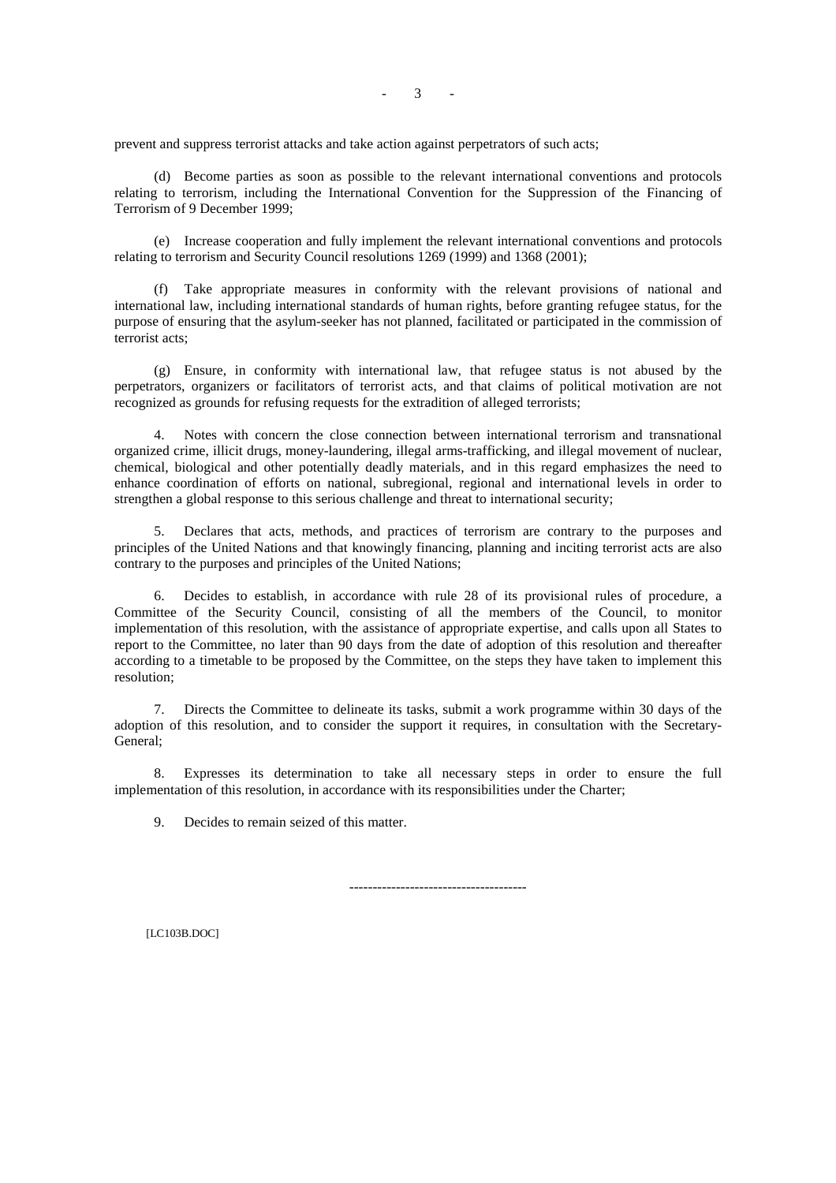prevent and suppress terrorist attacks and take action against perpetrators of such acts;

(d) Become parties as soon as possible to the relevant international conventions and protocols relating to terrorism, including the International Convention for the Suppression of the Financing of Terrorism of 9 December 1999;

(e) Increase cooperation and fully implement the relevant international conventions and protocols relating to terrorism and Security Council resolutions 1269 (1999) and 1368 (2001);

(f) Take appropriate measures in conformity with the relevant provisions of national and international law, including international standards of human rights, before granting refugee status, for the purpose of ensuring that the asylum-seeker has not planned, facilitated or participated in the commission of terrorist acts;

(g) Ensure, in conformity with international law, that refugee status is not abused by the perpetrators, organizers or facilitators of terrorist acts, and that claims of political motivation are not recognized as grounds for refusing requests for the extradition of alleged terrorists;

4. Notes with concern the close connection between international terrorism and transnational organized crime, illicit drugs, money-laundering, illegal arms-trafficking, and illegal movement of nuclear, chemical, biological and other potentially deadly materials, and in this regard emphasizes the need to enhance coordination of efforts on national, subregional, regional and international levels in order to strengthen a global response to this serious challenge and threat to international security;

5. Declares that acts, methods, and practices of terrorism are contrary to the purposes and principles of the United Nations and that knowingly financing, planning and inciting terrorist acts are also contrary to the purposes and principles of the United Nations;

6. Decides to establish, in accordance with rule 28 of its provisional rules of procedure, a Committee of the Security Council, consisting of all the members of the Council, to monitor implementation of this resolution, with the assistance of appropriate expertise, and calls upon all States to report to the Committee, no later than 90 days from the date of adoption of this resolution and thereafter according to a timetable to be proposed by the Committee, on the steps they have taken to implement this resolution;

7. Directs the Committee to delineate its tasks, submit a work programme within 30 days of the adoption of this resolution, and to consider the support it requires, in consultation with the Secretary-General;

8. Expresses its determination to take all necessary steps in order to ensure the full implementation of this resolution, in accordance with its responsibilities under the Charter;

9. Decides to remain seized of this matter.

--------------------------------------

[LC103B.DOC]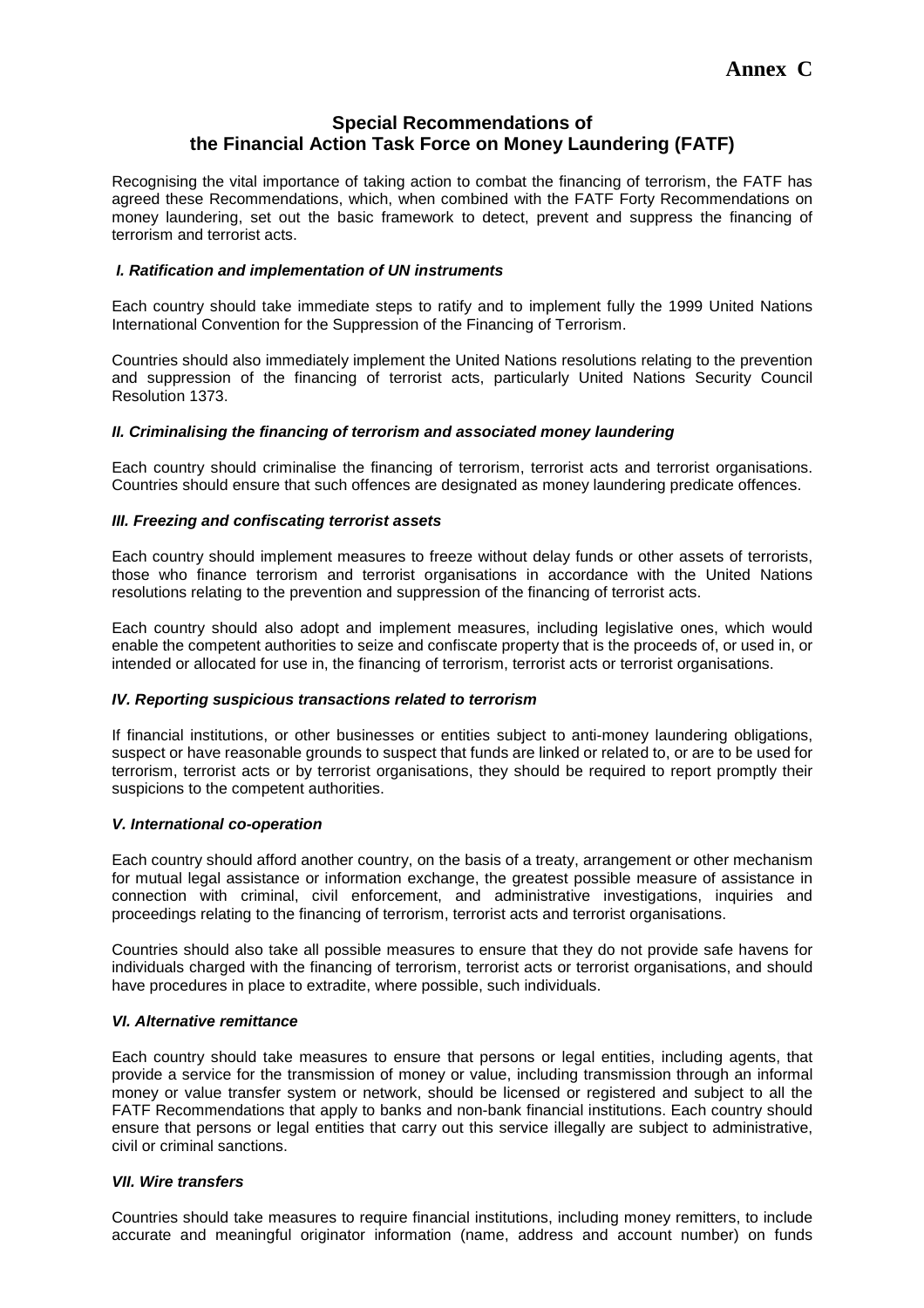**Annex C**

# Special Recommendations of the Financial Action Task Force on Money Laundering (FATF)

Recognising the vital importance of taking action to combat the financing of terrorism, the FATF has agreed these Recommendations, which, when combined with the FATF Forty Recommendations on money laundering, set out the basic framework to detect, prevent and suppress the financing of terrorism and terrorist acts.

### *I. Ratification and implementation of UN instruments*

Each country should take immediate steps to ratify and to implement fully the 1999 United Nations International Convention for the Suppression of the Financing of Terrorism.

Countries should also immediately implement the United Nations resolutions relating to the prevention and suppression of the financing of terrorist acts, particularly United Nations Security Council Resolution 1373.

### *II. Criminalising the financing of terrorism and associated money laundering*

Each country should criminalise the financing of terrorism, terrorist acts and terrorist organisations. Countries should ensure that such offences are designated as money laundering predicate offences.

### *III. Freezing and confiscating terrorist assets*

Each country should implement measures to freeze without delay funds or other assets of terrorists, those who finance terrorism and terrorist organisations in accordance with the United Nations resolutions relating to the prevention and suppression of the financing of terrorist acts.

Each country should also adopt and implement measures, including legislative ones, which would enable the competent authorities to seize and confiscate property that is the proceeds of, or used in, or intended or allocated for use in, the financing of terrorism, terrorist acts or terrorist organisations.

### *IV. Reporting suspicious transactions related to terrorism*

If financial institutions, or other businesses or entities subject to anti-money laundering obligations, suspect or have reasonable grounds to suspect that funds are linked or related to, or are to be used for terrorism, terrorist acts or by terrorist organisations, they should be required to report promptly their suspicions to the competent authorities.

### *V. International co-operation*

Each country should afford another country, on the basis of a treaty, arrangement or other mechanism for mutual legal assistance or information exchange, the greatest possible measure of assistance in connection with criminal, civil enforcement, and administrative investigations, inquiries and proceedings relating to the financing of terrorism, terrorist acts and terrorist organisations.

Countries should also take all possible measures to ensure that they do not provide safe havens for individuals charged with the financing of terrorism, terrorist acts or terrorist organisations, and should have procedures in place to extradite, where possible, such individuals.

### *VI. Alternative remittance*

Each country should take measures to ensure that persons or legal entities, including agents, that provide a service for the transmission of money or value, including transmission through an informal money or value transfer system or network, should be licensed or registered and subject to all the FATF Recommendations that apply to banks and non-bank financial institutions. Each country should ensure that persons or legal entities that carry out this service illegally are subject to administrative, civil or criminal sanctions.

### *VII. Wire transfers*

Countries should take measures to require financial institutions, including money remitters, to include accurate and meaningful originator information (name, address and account number) on funds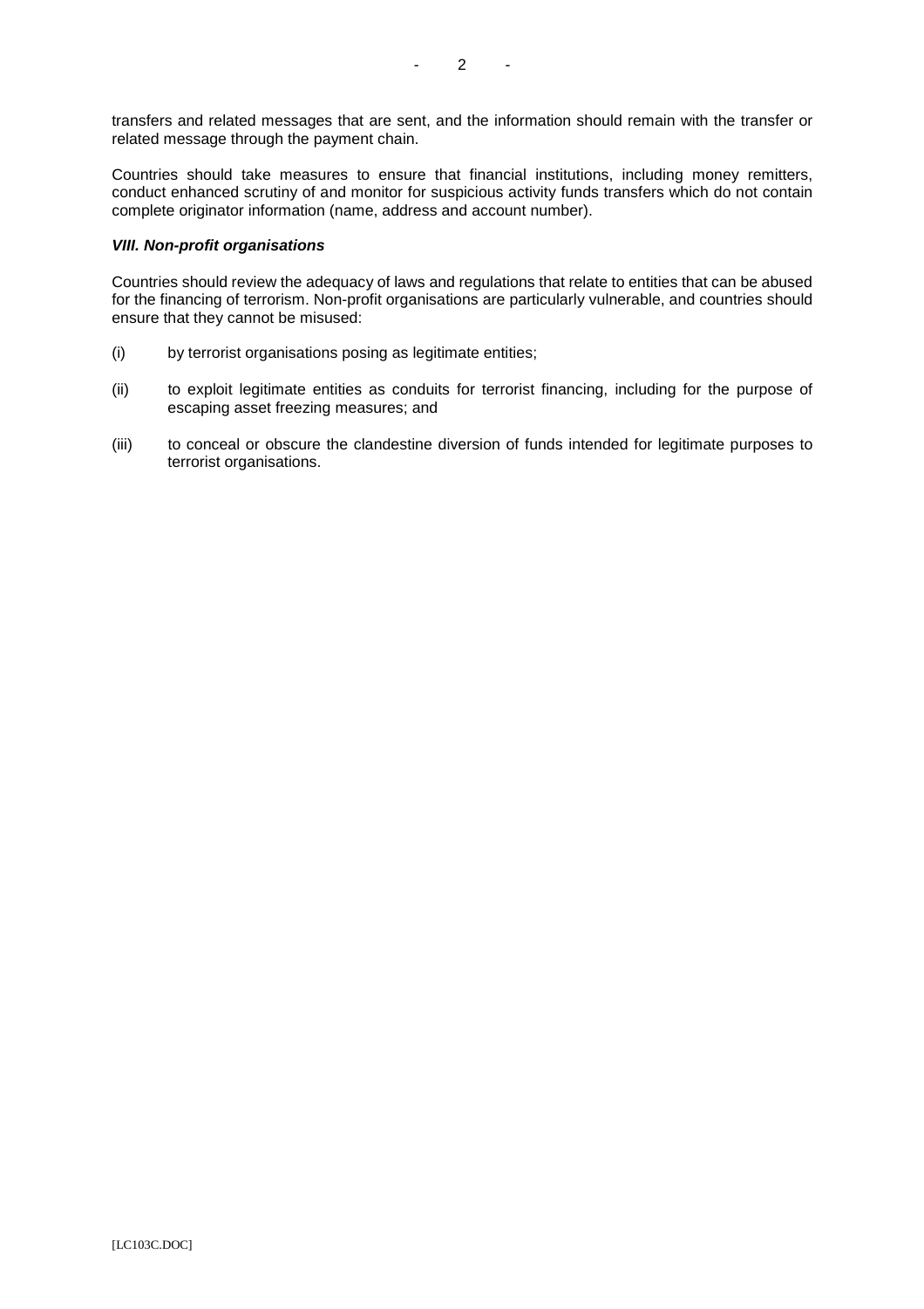transfers and related messages that are sent, and the information should remain with the transfer or related message through the payment chain.

Countries should take measures to ensure that financial institutions, including money remitters, conduct enhanced scrutiny of and monitor for suspicious activity funds transfers which do not contain complete originator information (name, address and account number).

***VIII. Non-profit organisations***

Countries should review the adequacy of laws and regulations that relate to entities that can be abused for the financing of terrorism. Non-profit organisations are particularly vulnerable, and countries should ensure that they cannot be misused:

(i) by terrorist organisations posing as legitimate entities;

(ii) to exploit legitimate entities as conduits for terrorist financing, including for the purpose of escaping asset freezing measures; and

(iii) to conceal or obscure the clandestine diversion of funds intended for legitimate purposes to terrorist organisations.